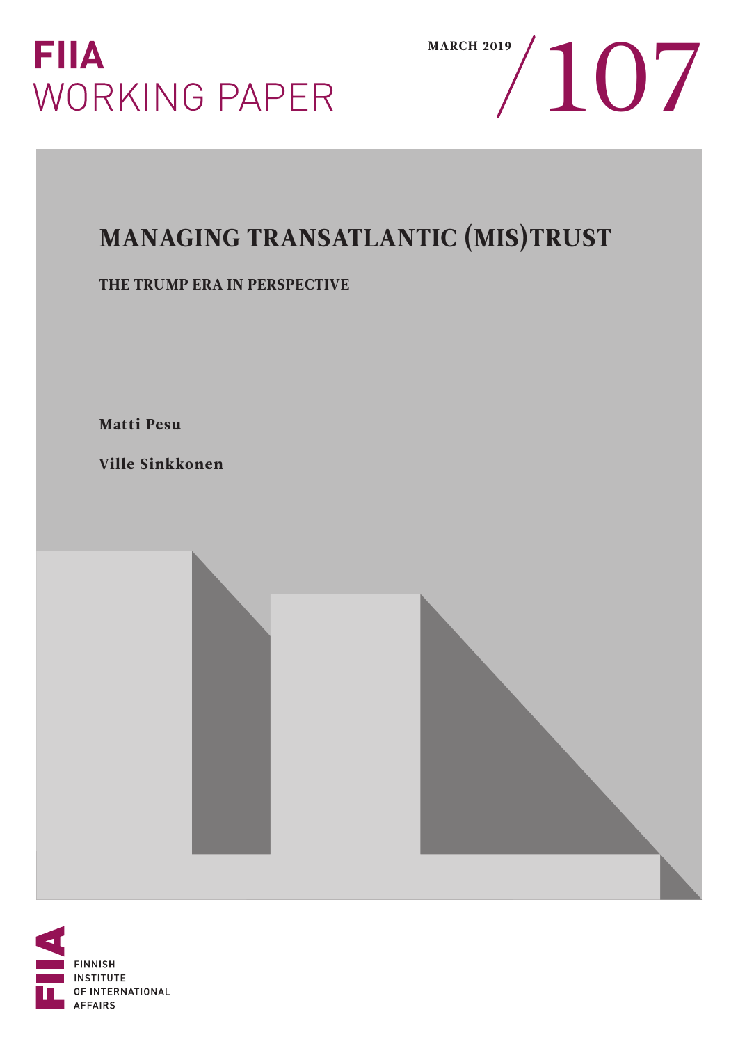FIIA WORKING PAPER

MARCH 2019 / 107

# MANAGING TRANSATLANTIC (MIS)TRUST

## THE TRUMP ERA IN PERSPECTIVE

**Matti Pesu**

**Ville Sinkkonen**

FINNISH INSTITUTE OF INTERNATIONAL AFFAIRS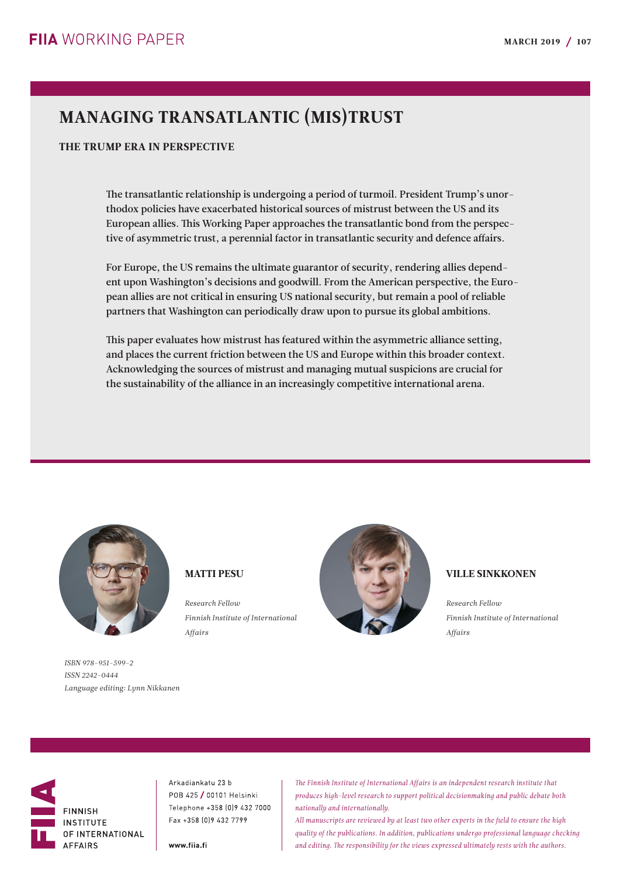# MANAGING TRANSATLANTIC (MIS)TRUST

## THE TRUMP ERA IN PERSPECTIVE

**The transatlantic relationship is undergoing a period of turmoil. President Trump's unorthodox policies have exacerbated historical sources of mistrust between the US and its European allies. This Working Paper approaches the transatlantic bond from the perspective of asymmetric trust, a perennial factor in transatlantic security and defence affairs.**

**For Europe, the US remains the ultimate guarantor of security, rendering allies dependent upon Washington's decisions and goodwill. From the American perspective, the European allies are not critical in ensuring US national security, but remain a pool of reliable partners that Washington can periodically draw upon to pursue its global ambitions.**

**This paper evaluates how mistrust has featured within the asymmetric alliance setting, and places the current friction between the US and Europe within this broader context. Acknowledging the sources of mistrust and managing mutual suspicions are crucial for the sustainability of the alliance in an increasingly competitive international arena.**

**MATTI PESU**

*Research Fellow*
*Finnish Institute of International Affairs*

**VILLE SINKKONEN**

*Research Fellow*
*Finnish Institute of International Affairs*

*ISBN 978-951-599-2*
*ISSN 2242-0444*
*Language editing: Lynn Nikkanen*

FINNISH INSTITUTE OF INTERNATIONAL AFFAIRS

Arkadiankatu 23 b
POB 425 / 00101 Helsinki
Telephone +358 (0)9 432 7000
Fax +358 (0)9 432 7799

**www.fiia.fi**

*The Finnish Institute of International Affairs is an independent research institute that produces high-level research to support political decisionmaking and public debate both nationally and internationally.*

*All manuscripts are reviewed by at least two other experts in the field to ensure the high quality of the publications. In addition, publications undergo professional language checking and editing. The responsibility for the views expressed ultimately rests with the authors.*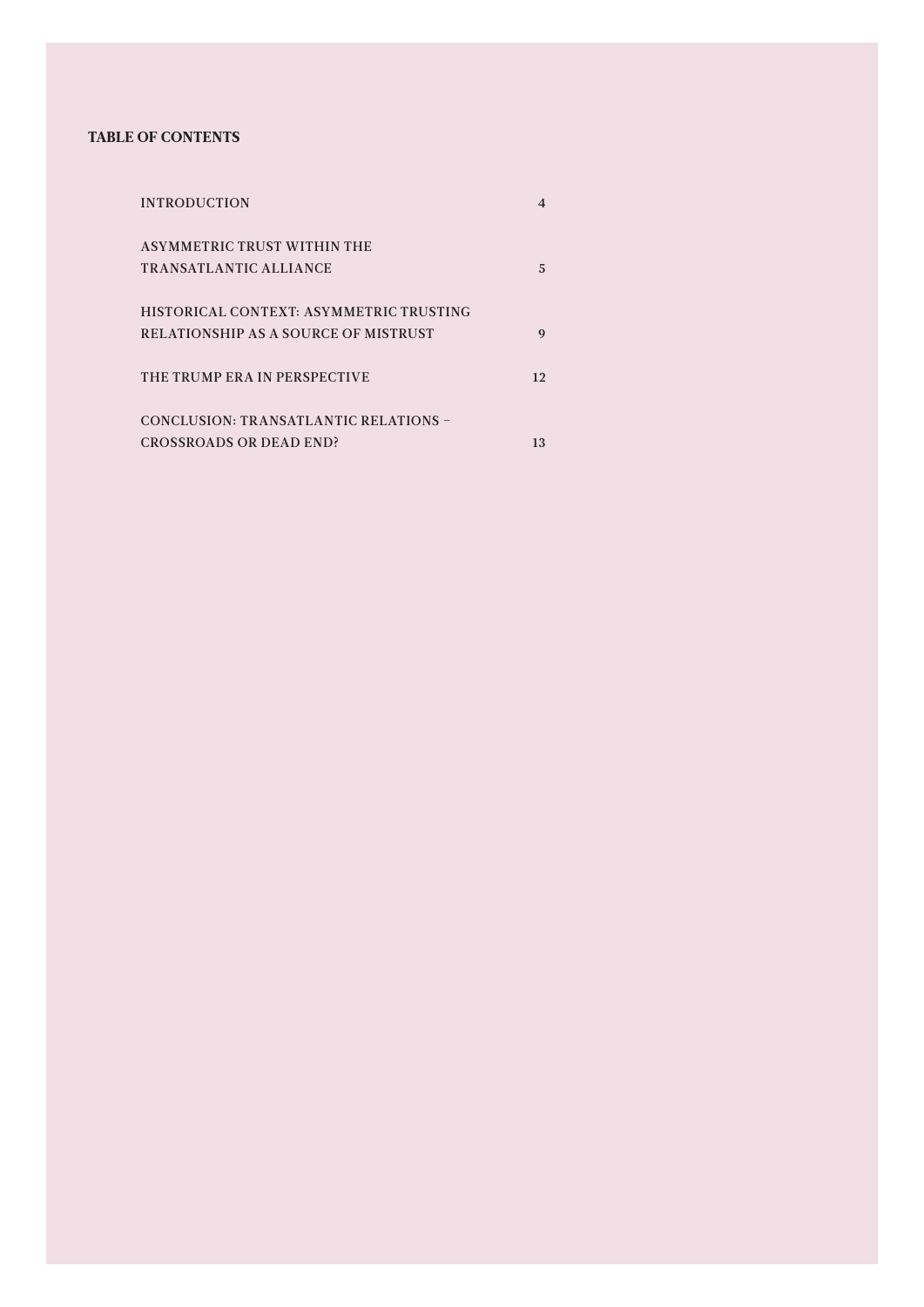**TABLE OF CONTENTS**

| | |
|---|---|
| INTRODUCTION | 4 |
| ASYMMETRIC TRUST WITHIN THE TRANSATLANTIC ALLIANCE | 5 |
| HISTORICAL CONTEXT: ASYMMETRIC TRUSTING RELATIONSHIP AS A SOURCE OF MISTRUST | 9 |
| THE TRUMP ERA IN PERSPECTIVE | 12 |
| CONCLUSION: TRANSATLANTIC RELATIONS – CROSSROADS OR DEAD END? | 13 |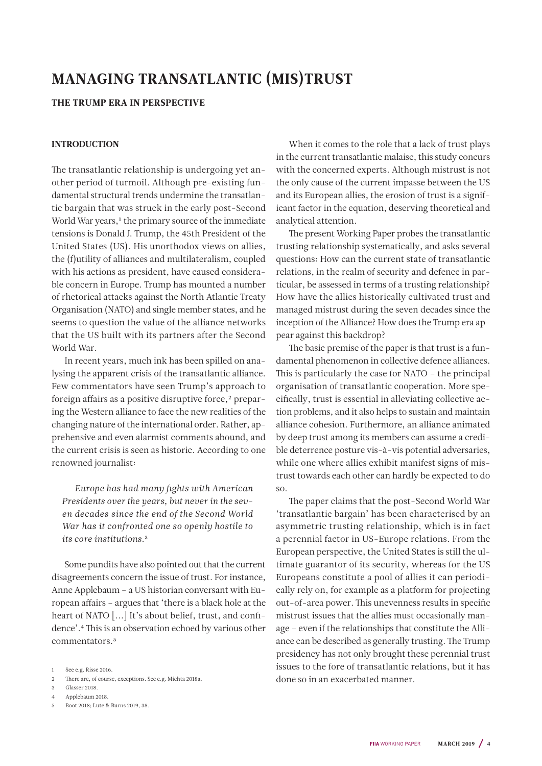# MANAGING TRANSATLANTIC (MIS)TRUST

## THE TRUMP ERA IN PERSPECTIVE

### INTRODUCTION

The transatlantic relationship is undergoing yet another period of turmoil. Although pre-existing fundamental structural trends undermine the transatlantic bargain that was struck in the early post-Second World War years,[1] the primary source of the immediate tensions is Donald J. Trump, the 45th President of the United States (US). His unorthodox views on allies, the (f)utility of alliances and multilateralism, coupled with his actions as president, have caused considerable concern in Europe. Trump has mounted a number of rhetorical attacks against the North Atlantic Treaty Organisation (NATO) and single member states, and he seems to question the value of the alliance networks that the US built with its partners after the Second World War.

In recent years, much ink has been spilled on analysing the apparent crisis of the transatlantic alliance. Few commentators have seen Trump's approach to foreign affairs as a positive disruptive force,[2] preparing the Western alliance to face the new realities of the changing nature of the international order. Rather, apprehensive and even alarmist comments abound, and the current crisis is seen as historic. According to one renowned journalist:

> *Europe has had many fights with American Presidents over the years, but never in the seven decades since the end of the Second World War has it confronted one so openly hostile to its core institutions.*[3]

Some pundits have also pointed out that the current disagreements concern the issue of trust. For instance, Anne Applebaum – a US historian conversant with European affairs – argues that 'there is a black hole at the heart of NATO [...] It's about belief, trust, and confidence'.[4] This is an observation echoed by various other commentators.[5]

When it comes to the role that a lack of trust plays in the current transatlantic malaise, this study concurs with the concerned experts. Although mistrust is not the only cause of the current impasse between the US and its European allies, the erosion of trust is a significant factor in the equation, deserving theoretical and analytical attention.

The present Working Paper probes the transatlantic trusting relationship systematically, and asks several questions: How can the current state of transatlantic relations, in the realm of security and defence in particular, be assessed in terms of a trusting relationship? How have the allies historically cultivated trust and managed mistrust during the seven decades since the inception of the Alliance? How does the Trump era appear against this backdrop?

The basic premise of the paper is that trust is a fundamental phenomenon in collective defence alliances. This is particularly the case for NATO – the principal organisation of transatlantic cooperation. More specifically, trust is essential in alleviating collective action problems, and it also helps to sustain and maintain alliance cohesion. Furthermore, an alliance animated by deep trust among its members can assume a credible deterrence posture vis-à-vis potential adversaries, while one where allies exhibit manifest signs of mistrust towards each other can hardly be expected to do so.

The paper claims that the post-Second World War 'transatlantic bargain' has been characterised by an asymmetric trusting relationship, which is in fact a perennial factor in US-Europe relations. From the European perspective, the United States is still the ultimate guarantor of its security, whereas for the US Europeans constitute a pool of allies it can periodically rely on, for example as a platform for projecting out-of-area power. This unevenness results in specific mistrust issues that the allies must occasionally manage – even if the relationships that constitute the Alliance can be described as generally trusting. The Trump presidency has not only brought these perennial trust issues to the fore of transatlantic relations, but it has done so in an exacerbated manner.

---

1 See e.g. Risse 2016.

2 There are, of course, exceptions. See e.g. Michta 2018a.

3 Glasser 2018.

4 Applebaum 2018.

5 Boot 2018; Lute & Burns 2019, 38.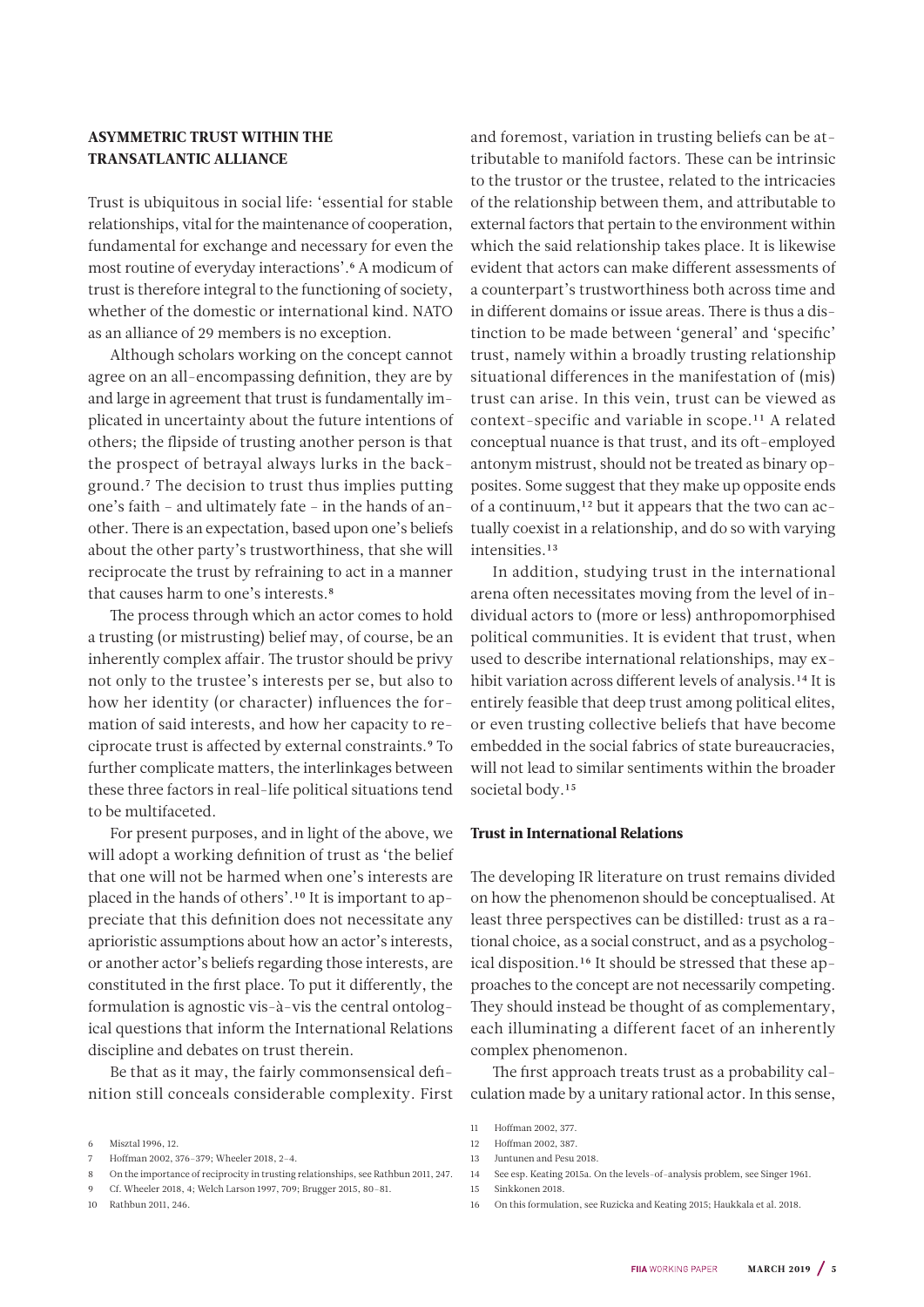## ASYMMETRIC TRUST WITHIN THE TRANSATLANTIC ALLIANCE

Trust is ubiquitous in social life: 'essential for stable relationships, vital for the maintenance of cooperation, fundamental for exchange and necessary for even the most routine of everyday interactions'.[6] A modicum of trust is therefore integral to the functioning of society, whether of the domestic or international kind. NATO as an alliance of 29 members is no exception.

Although scholars working on the concept cannot agree on an all-encompassing definition, they are by and large in agreement that trust is fundamentally implicated in uncertainty about the future intentions of others; the flipside of trusting another person is that the prospect of betrayal always lurks in the background.[7] The decision to trust thus implies putting one's faith – and ultimately fate – in the hands of another. There is an expectation, based upon one's beliefs about the other party's trustworthiness, that she will reciprocate the trust by refraining to act in a manner that causes harm to one's interests.[8]

The process through which an actor comes to hold a trusting (or mistrusting) belief may, of course, be an inherently complex affair. The trustor should be privy not only to the trustee's interests per se, but also to how her identity (or character) influences the formation of said interests, and how her capacity to reciprocate trust is affected by external constraints.[9] To further complicate matters, the interlinkages between these three factors in real-life political situations tend to be multifaceted.

For present purposes, and in light of the above, we will adopt a working definition of trust as 'the belief that one will not be harmed when one's interests are placed in the hands of others'.[10] It is important to appreciate that this definition does not necessitate any aprioristic assumptions about how an actor's interests, or another actor's beliefs regarding those interests, are constituted in the first place. To put it differently, the formulation is agnostic vis-à-vis the central ontological questions that inform the International Relations discipline and debates on trust therein.

Be that as it may, the fairly commonsensical definition still conceals considerable complexity. First and foremost, variation in trusting beliefs can be attributable to manifold factors. These can be intrinsic to the trustor or the trustee, related to the intricacies of the relationship between them, and attributable to external factors that pertain to the environment within which the said relationship takes place. It is likewise evident that actors can make different assessments of a counterpart's trustworthiness both across time and in different domains or issue areas. There is thus a distinction to be made between 'general' and 'specific' trust, namely within a broadly trusting relationship situational differences in the manifestation of (mis) trust can arise. In this vein, trust can be viewed as context-specific and variable in scope.[11] A related conceptual nuance is that trust, and its oft-employed antonym mistrust, should not be treated as binary opposites. Some suggest that they make up opposite ends of a continuum,[12] but it appears that the two can actually coexist in a relationship, and do so with varying intensities.[13]

In addition, studying trust in the international arena often necessitates moving from the level of individual actors to (more or less) anthropomorphised political communities. It is evident that trust, when used to describe international relationships, may exhibit variation across different levels of analysis.[14] It is entirely feasible that deep trust among political elites, or even trusting collective beliefs that have become embedded in the social fabrics of state bureaucracies, will not lead to similar sentiments within the broader societal body.[15]

### Trust in International Relations

The developing IR literature on trust remains divided on how the phenomenon should be conceptualised. At least three perspectives can be distilled: trust as a rational choice, as a social construct, and as a psychological disposition.[16] It should be stressed that these approaches to the concept are not necessarily competing. They should instead be thought of as complementary, each illuminating a different facet of an inherently complex phenomenon.

The first approach treats trust as a probability calculation made by a unitary rational actor. In this sense,

---

6 Misztal 1996, 12.

7 Hoffman 2002, 376–379; Wheeler 2018, 2–4.

8 On the importance of reciprocity in trusting relationships, see Rathbun 2011, 247.

9 Cf. Wheeler 2018, 4; Welch Larson 1997, 709; Brugger 2015, 80–81.

10 Rathbun 2011, 246.

11 Hoffman 2002, 377.

12 Hoffman 2002, 387.

13 Juntunen and Pesu 2018.

14 See esp. Keating 2015a. On the levels-of-analysis problem, see Singer 1961.

15 Sinkkonen 2018.

16 On this formulation, see Ruzicka and Keating 2015; Haukkala et al. 2018.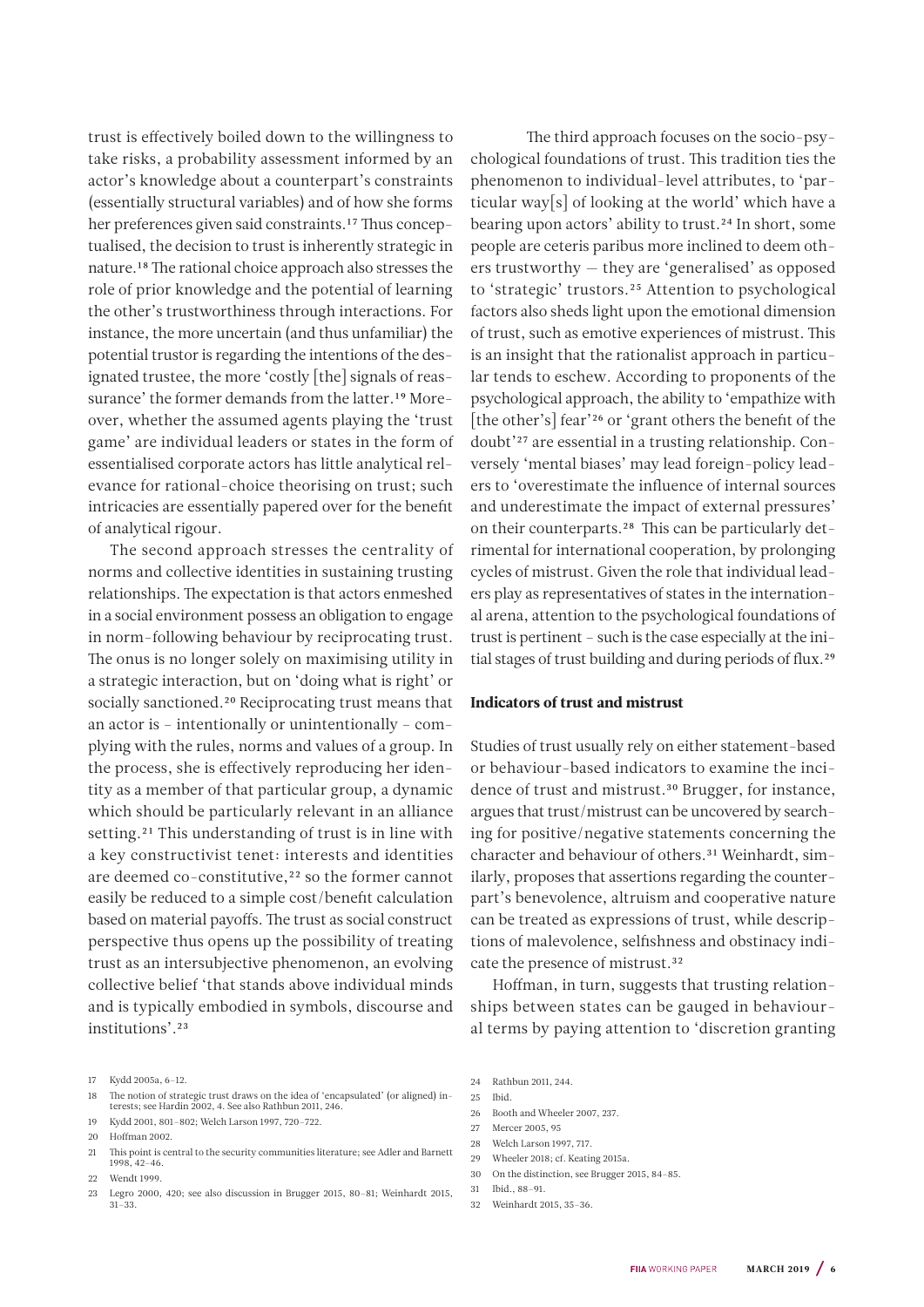trust is effectively boiled down to the willingness to take risks, a probability assessment informed by an actor's knowledge about a counterpart's constraints (essentially structural variables) and of how she forms her preferences given said constraints.[17] Thus conceptualised, the decision to trust is inherently strategic in nature.[18] The rational choice approach also stresses the role of prior knowledge and the potential of learning the other's trustworthiness through interactions. For instance, the more uncertain (and thus unfamiliar) the potential trustor is regarding the intentions of the designated trustee, the more 'costly [the] signals of reassurance' the former demands from the latter.[19] Moreover, whether the assumed agents playing the 'trust game' are individual leaders or states in the form of essentialised corporate actors has little analytical relevance for rational-choice theorising on trust; such intricacies are essentially papered over for the benefit of analytical rigour.

The second approach stresses the centrality of norms and collective identities in sustaining trusting relationships. The expectation is that actors enmeshed in a social environment possess an obligation to engage in norm-following behaviour by reciprocating trust. The onus is no longer solely on maximising utility in a strategic interaction, but on 'doing what is right' or socially sanctioned.[20] Reciprocating trust means that an actor is – intentionally or unintentionally – complying with the rules, norms and values of a group. In the process, she is effectively reproducing her identity as a member of that particular group, a dynamic which should be particularly relevant in an alliance setting.[21] This understanding of trust is in line with a key constructivist tenet: interests and identities are deemed co-constitutive,[22] so the former cannot easily be reduced to a simple cost/benefit calculation based on material payoffs. The trust as social construct perspective thus opens up the possibility of treating trust as an intersubjective phenomenon, an evolving collective belief 'that stands above individual minds and is typically embodied in symbols, discourse and institutions'.[23]

The third approach focuses on the socio-psychological foundations of trust. This tradition ties the phenomenon to individual-level attributes, to 'particular way[s] of looking at the world' which have a bearing upon actors' ability to trust.[24] In short, some people are ceteris paribus more inclined to deem others trustworthy — they are 'generalised' as opposed to 'strategic' trustors.[25] Attention to psychological factors also sheds light upon the emotional dimension of trust, such as emotive experiences of mistrust. This is an insight that the rationalist approach in particular tends to eschew. According to proponents of the psychological approach, the ability to 'empathize with [the other's] fear'[26] or 'grant others the benefit of the doubt'[27] are essential in a trusting relationship. Conversely 'mental biases' may lead foreign-policy leaders to 'overestimate the influence of internal sources and underestimate the impact of external pressures' on their counterparts.[28] This can be particularly detrimental for international cooperation, by prolonging cycles of mistrust. Given the role that individual leaders play as representatives of states in the international arena, attention to the psychological foundations of trust is pertinent – such is the case especially at the initial stages of trust building and during periods of flux.[29]

### Indicators of trust and mistrust

Studies of trust usually rely on either statement-based or behaviour-based indicators to examine the incidence of trust and mistrust.[30] Brugger, for instance, argues that trust/mistrust can be uncovered by searching for positive/negative statements concerning the character and behaviour of others.[31] Weinhardt, similarly, proposes that assertions regarding the counterpart's benevolence, altruism and cooperative nature can be treated as expressions of trust, while descriptions of malevolence, selfishness and obstinacy indicate the presence of mistrust.[32]

Hoffman, in turn, suggests that trusting relationships between states can be gauged in behavioural terms by paying attention to 'discretion granting

---

17 Kydd 2005a, 6–12.

18 The notion of strategic trust draws on the idea of 'encapsulated' (or aligned) interests; see Hardin 2002, 4. See also Rathbun 2011, 246.

19 Kydd 2001, 801–802; Welch Larson 1997, 720–722.

20 Hoffman 2002.

21 This point is central to the security communities literature; see Adler and Barnett 1998, 42–46.

22 Wendt 1999.

23 Legro 2000, 420; see also discussion in Brugger 2015, 80–81; Weinhardt 2015, 31–33.

24 Rathbun 2011, 244.

25 Ibid.

26 Booth and Wheeler 2007, 237.

27 Mercer 2005, 95

28 Welch Larson 1997, 717.

29 Wheeler 2018; cf. Keating 2015a.

30 On the distinction, see Brugger 2015, 84–85.

31 Ibid., 88–91.

32 Weinhardt 2015, 35–36.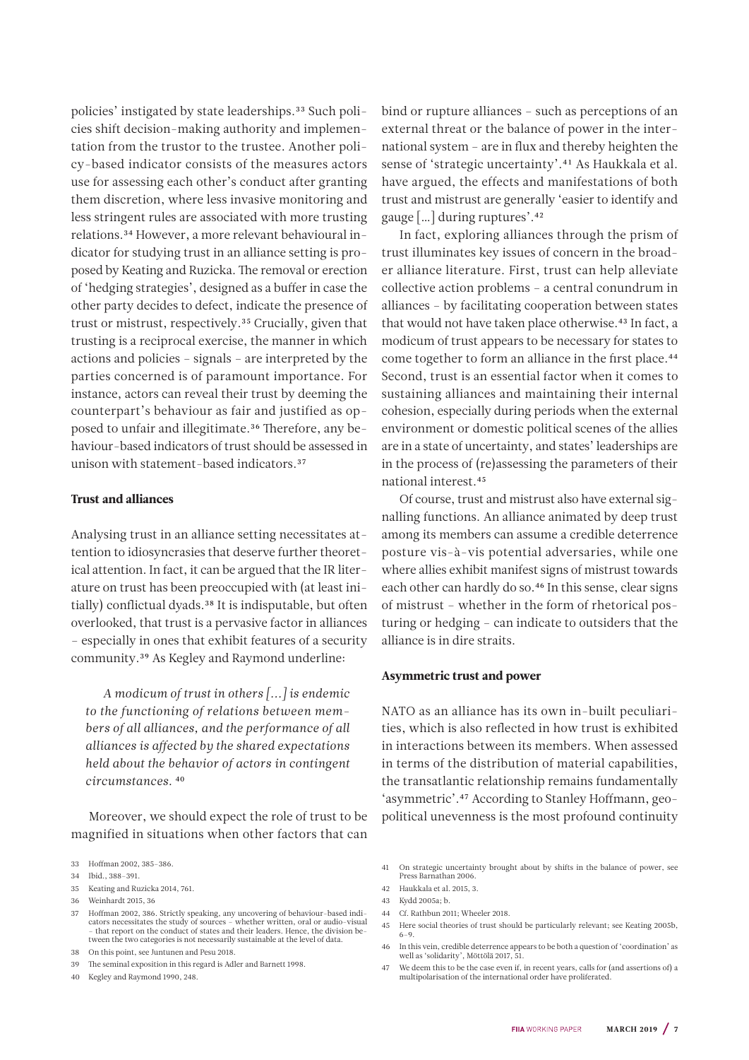policies' instigated by state leaderships.[33] Such policies shift decision-making authority and implementation from the trustor to the trustee. Another policy-based indicator consists of the measures actors use for assessing each other's conduct after granting them discretion, where less invasive monitoring and less stringent rules are associated with more trusting relations.[34] However, a more relevant behavioural indicator for studying trust in an alliance setting is proposed by Keating and Ruzicka. The removal or erection of 'hedging strategies', designed as a buffer in case the other party decides to defect, indicate the presence of trust or mistrust, respectively.[35] Crucially, given that trusting is a reciprocal exercise, the manner in which actions and policies – signals – are interpreted by the parties concerned is of paramount importance. For instance, actors can reveal their trust by deeming the counterpart's behaviour as fair and justified as opposed to unfair and illegitimate.[36] Therefore, any behaviour-based indicators of trust should be assessed in unison with statement-based indicators.[37]

### Trust and alliances

Analysing trust in an alliance setting necessitates attention to idiosyncrasies that deserve further theoretical attention. In fact, it can be argued that the IR literature on trust has been preoccupied with (at least initially) conflictual dyads.[38] It is indisputable, but often overlooked, that trust is a pervasive factor in alliances – especially in ones that exhibit features of a security community.[39] As Kegley and Raymond underline:

> *A modicum of trust in others […] is endemic to the functioning of relations between members of all alliances, and the performance of all alliances is affected by the shared expectations held about the behavior of actors in contingent circumstances.* [40]

Moreover, we should expect the role of trust to be magnified in situations when other factors that can bind or rupture alliances – such as perceptions of an external threat or the balance of power in the international system – are in flux and thereby heighten the sense of 'strategic uncertainty'.[41] As Haukkala et al. have argued, the effects and manifestations of both trust and mistrust are generally 'easier to identify and gauge […] during ruptures'.[42]

In fact, exploring alliances through the prism of trust illuminates key issues of concern in the broader alliance literature. First, trust can help alleviate collective action problems – a central conundrum in alliances – by facilitating cooperation between states that would not have taken place otherwise.[43] In fact, a modicum of trust appears to be necessary for states to come together to form an alliance in the first place.[44] Second, trust is an essential factor when it comes to sustaining alliances and maintaining their internal cohesion, especially during periods when the external environment or domestic political scenes of the allies are in a state of uncertainty, and states' leaderships are in the process of (re)assessing the parameters of their national interest.[45]

Of course, trust and mistrust also have external signalling functions. An alliance animated by deep trust among its members can assume a credible deterrence posture vis-à-vis potential adversaries, while one where allies exhibit manifest signs of mistrust towards each other can hardly do so.[46] In this sense, clear signs of mistrust – whether in the form of rhetorical posturing or hedging – can indicate to outsiders that the alliance is in dire straits.

### Asymmetric trust and power

NATO as an alliance has its own in-built peculiarities, which is also reflected in how trust is exhibited in interactions between its members. When assessed in terms of the distribution of material capabilities, the transatlantic relationship remains fundamentally 'asymmetric'.[47] According to Stanley Hoffmann, geopolitical unevenness is the most profound continuity

---

33 Hoffman 2002, 385–386.

34 Ibid., 388–391.

35 Keating and Ruzicka 2014, 761.

36 Weinhardt 2015, 36

37 Hoffman 2002, 386. Strictly speaking, any uncovering of behaviour-based indicators necessitates the study of sources – whether written, oral or audio-visual – that report on the conduct of states and their leaders. Hence, the division between the two categories is not necessarily sustainable at the level of data.

38 On this point, see Juntunen and Pesu 2018.

39 The seminal exposition in this regard is Adler and Barnett 1998.

40 Kegley and Raymond 1990, 248.

41 On strategic uncertainty brought about by shifts in the balance of power, see Press Barnathan 2006.

42 Haukkala et al. 2015, 3.

43 Kydd 2005a; b.

44 Cf. Rathbun 2011; Wheeler 2018.

45 Here social theories of trust should be particularly relevant; see Keating 2005b, 6–9.

46 In this vein, credible deterrence appears to be both a question of 'coordination' as well as 'solidarity', Möttölä 2017, 51.

47 We deem this to be the case even if, in recent years, calls for (and assertions of) a multipolarisation of the international order have proliferated.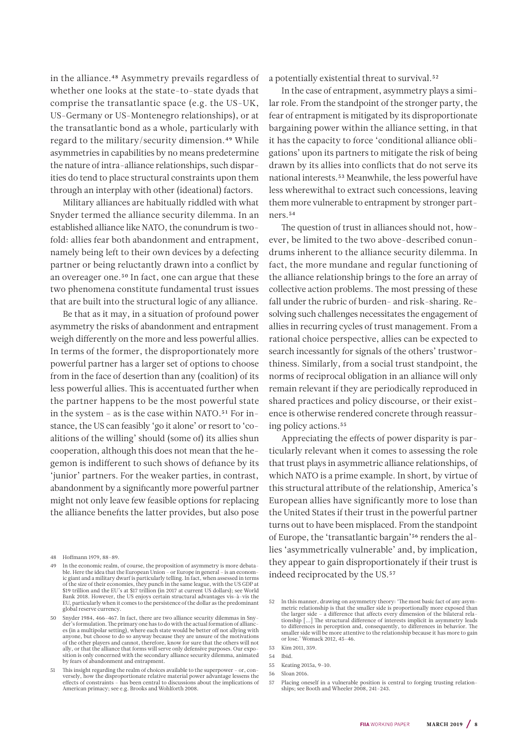in the alliance.[48] Asymmetry prevails regardless of whether one looks at the state-to-state dyads that comprise the transatlantic space (e.g. the US-UK, US-Germany or US-Montenegro relationships), or at the transatlantic bond as a whole, particularly with regard to the military/security dimension.[49] While asymmetries in capabilities by no means predetermine the nature of intra-alliance relationships, such disparities do tend to place structural constraints upon them through an interplay with other (ideational) factors.

Military alliances are habitually riddled with what Snyder termed the alliance security dilemma. In an established alliance like NATO, the conundrum is twofold: allies fear both abandonment and entrapment, namely being left to their own devices by a defecting partner or being reluctantly drawn into a conflict by an overeager one.[50] In fact, one can argue that these two phenomena constitute fundamental trust issues that are built into the structural logic of any alliance.

Be that as it may, in a situation of profound power asymmetry the risks of abandonment and entrapment weigh differently on the more and less powerful allies. In terms of the former, the disproportionately more powerful partner has a larger set of options to choose from in the face of desertion than any (coalition) of its less powerful allies. This is accentuated further when the partner happens to be the most powerful state in the system – as is the case within NATO.[51] For instance, the US can feasibly 'go it alone' or resort to 'coalitions of the willing' should (some of) its allies shun cooperation, although this does not mean that the hegemon is indifferent to such shows of defiance by its 'junior' partners. For the weaker parties, in contrast, abandonment by a significantly more powerful partner might not only leave few feasible options for replacing the alliance benefits the latter provides, but also pose a potentially existential threat to survival.[52]

In the case of entrapment, asymmetry plays a similar role. From the standpoint of the stronger party, the fear of entrapment is mitigated by its disproportionate bargaining power within the alliance setting, in that it has the capacity to force 'conditional alliance obligations' upon its partners to mitigate the risk of being drawn by its allies into conflicts that do not serve its national interests.[53] Meanwhile, the less powerful have less wherewithal to extract such concessions, leaving them more vulnerable to entrapment by stronger partners.[54]

The question of trust in alliances should not, however, be limited to the two above-described conundrums inherent to the alliance security dilemma. In fact, the more mundane and regular functioning of the alliance relationship brings to the fore an array of collective action problems. The most pressing of these fall under the rubric of burden- and risk-sharing. Resolving such challenges necessitates the engagement of allies in recurring cycles of trust management. From a rational choice perspective, allies can be expected to search incessantly for signals of the others' trustworthiness. Similarly, from a social trust standpoint, the norms of reciprocal obligation in an alliance will only remain relevant if they are periodically reproduced in shared practices and policy discourse, or their existence is otherwise rendered concrete through reassuring policy actions.[55]

Appreciating the effects of power disparity is particularly relevant when it comes to assessing the role that trust plays in asymmetric alliance relationships, of which NATO is a prime example. In short, by virtue of this structural attribute of the relationship, America's European allies have significantly more to lose than the United States if their trust in the powerful partner turns out to have been misplaced. From the standpoint of Europe, the 'transatlantic bargain'[56] renders the allies 'asymmetrically vulnerable' and, by implication, they appear to gain disproportionately if their trust is indeed reciprocated by the US.[57]

48 Hoffmann 1979, 88–89.

49 In the economic realm, of course, the proposition of asymmetry is more debatable. Here the idea that the European Union – or Europe in general – is an economic giant and a military dwarf is particularly telling. In fact, when assessed in terms of the size of their economies, they punch in the same league, with the US GDP at $19 trillion and the EU's at $17 trillion (in 2017 at current US dollars); see World Bank 2018. However, the US enjoys certain structural advantages vis-à-vis the EU, particularly when it comes to the persistence of the dollar as the predominant global reserve currency.

50 Snyder 1984, 466–467. In fact, there are two alliance security dilemmas in Snyder's formulation. The primary one has to do with the actual formation of alliances (in a multipolar setting), where each state would be better off not allying with anyone, but choose to do so anyway because they are unsure of the motivations of the other players and cannot, therefore, know for sure that the others will not ally, or that the alliance that forms will serve only defensive purposes. Our exposition is only concerned with the secondary alliance security dilemma, animated by fears of abandonment and entrapment.

51 This insight regarding the realm of choices available to the superpower – or, conversely, how the disproportionate relative material power advantage lessens the effects of constraints – has been central to discussions about the implications of American primacy; see e.g. Brooks and Wohlforth 2008.

52 In this manner, drawing on asymmetry theory: 'The most basic fact of any asymmetric relationship is that the smaller side is proportionally more exposed than the larger side – a difference that affects every dimension of the bilateral relationship [...] The structural difference of interests implicit in asymmetry leads to differences in perception and, consequently, to differences in behavior. The smaller side will be more attentive to the relationship because it has more to gain or lose.' Womack 2012, 45–46.

53 Kim 2011, 359.

54 Ibid.

55 Keating 2015a, 9–10.

56 Sloan 2016.

57 Placing oneself in a vulnerable position is central to forging trusting relationships; see Booth and Wheeler 2008, 241–243.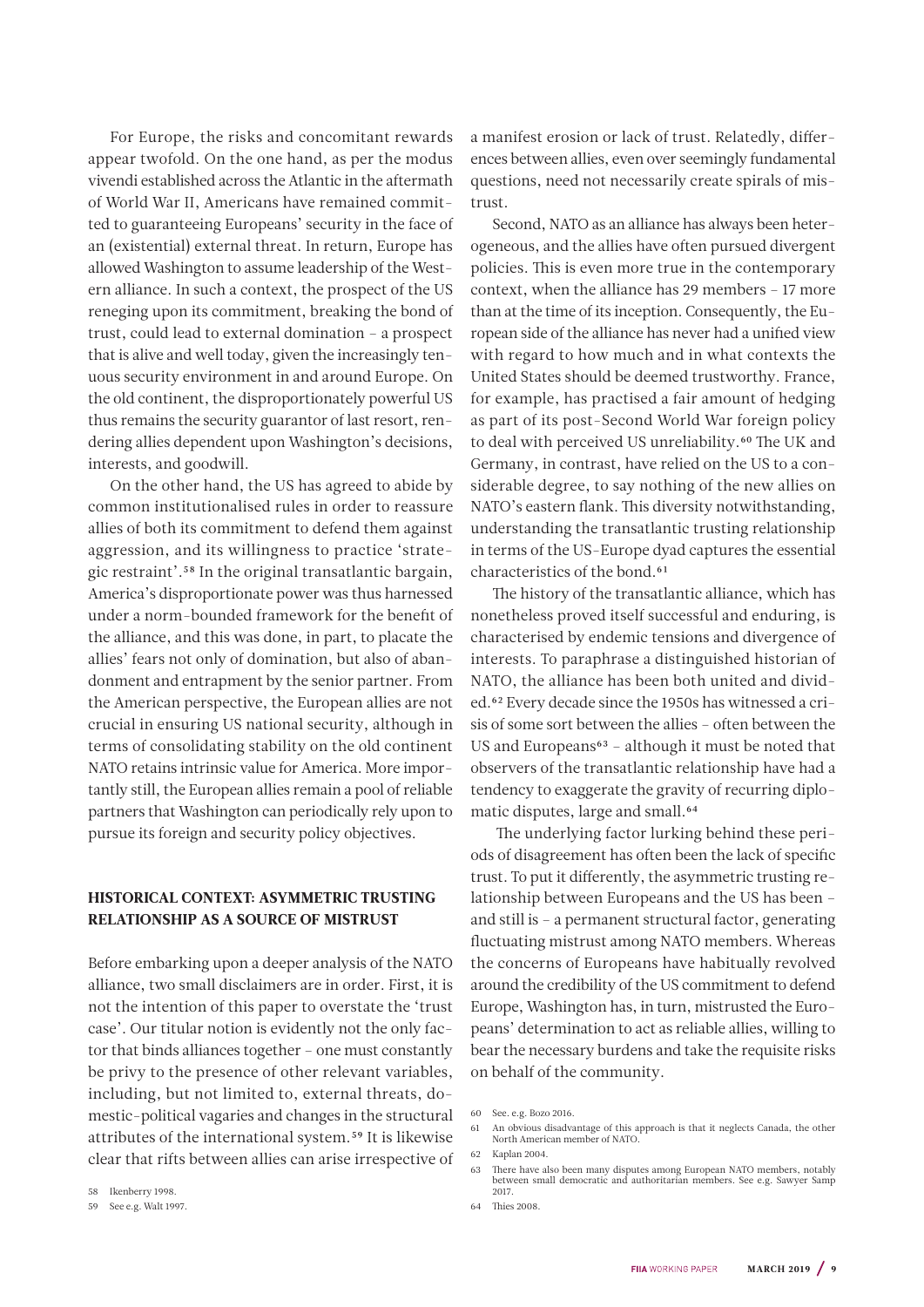For Europe, the risks and concomitant rewards appear twofold. On the one hand, as per the modus vivendi established across the Atlantic in the aftermath of World War II, Americans have remained committed to guaranteeing Europeans' security in the face of an (existential) external threat. In return, Europe has allowed Washington to assume leadership of the Western alliance. In such a context, the prospect of the US reneging upon its commitment, breaking the bond of trust, could lead to external domination – a prospect that is alive and well today, given the increasingly tenuous security environment in and around Europe. On the old continent, the disproportionately powerful US thus remains the security guarantor of last resort, rendering allies dependent upon Washington's decisions, interests, and goodwill.

On the other hand, the US has agreed to abide by common institutionalised rules in order to reassure allies of both its commitment to defend them against aggression, and its willingness to practice 'strategic restraint'.[58] In the original transatlantic bargain, America's disproportionate power was thus harnessed under a norm-bounded framework for the benefit of the alliance, and this was done, in part, to placate the allies' fears not only of domination, but also of abandonment and entrapment by the senior partner. From the American perspective, the European allies are not crucial in ensuring US national security, although in terms of consolidating stability on the old continent NATO retains intrinsic value for America. More importantly still, the European allies remain a pool of reliable partners that Washington can periodically rely upon to pursue its foreign and security policy objectives.

## HISTORICAL CONTEXT: ASYMMETRIC TRUSTING RELATIONSHIP AS A SOURCE OF MISTRUST

Before embarking upon a deeper analysis of the NATO alliance, two small disclaimers are in order. First, it is not the intention of this paper to overstate the 'trust case'. Our titular notion is evidently not the only factor that binds alliances together – one must constantly be privy to the presence of other relevant variables, including, but not limited to, external threats, domestic-political vagaries and changes in the structural attributes of the international system.[59] It is likewise clear that rifts between allies can arise irrespective of a manifest erosion or lack of trust. Relatedly, differences between allies, even over seemingly fundamental questions, need not necessarily create spirals of mistrust.

Second, NATO as an alliance has always been heterogeneous, and the allies have often pursued divergent policies. This is even more true in the contemporary context, when the alliance has 29 members – 17 more than at the time of its inception. Consequently, the European side of the alliance has never had a unified view with regard to how much and in what contexts the United States should be deemed trustworthy. France, for example, has practised a fair amount of hedging as part of its post-Second World War foreign policy to deal with perceived US unreliability.[60] The UK and Germany, in contrast, have relied on the US to a considerable degree, to say nothing of the new allies on NATO's eastern flank. This diversity notwithstanding, understanding the transatlantic trusting relationship in terms of the US-Europe dyad captures the essential characteristics of the bond.[61]

The history of the transatlantic alliance, which has nonetheless proved itself successful and enduring, is characterised by endemic tensions and divergence of interests. To paraphrase a distinguished historian of NATO, the alliance has been both united and divided.[62] Every decade since the 1950s has witnessed a crisis of some sort between the allies – often between the US and Europeans[63] – although it must be noted that observers of the transatlantic relationship have had a tendency to exaggerate the gravity of recurring diplomatic disputes, large and small.[64]

The underlying factor lurking behind these periods of disagreement has often been the lack of specific trust. To put it differently, the asymmetric trusting relationship between Europeans and the US has been – and still is – a permanent structural factor, generating fluctuating mistrust among NATO members. Whereas the concerns of Europeans have habitually revolved around the credibility of the US commitment to defend Europe, Washington has, in turn, mistrusted the Europeans' determination to act as reliable allies, willing to bear the necessary burdens and take the requisite risks on behalf of the community.

58 Ikenberry 1998.

59 See e.g. Walt 1997.

60 See. e.g. Bozo 2016.

61 An obvious disadvantage of this approach is that it neglects Canada, the other North American member of NATO.

62 Kaplan 2004.

63 There have also been many disputes among European NATO members, notably between small democratic and authoritarian members. See e.g. Sawyer Samp 2017.

64 Thies 2008.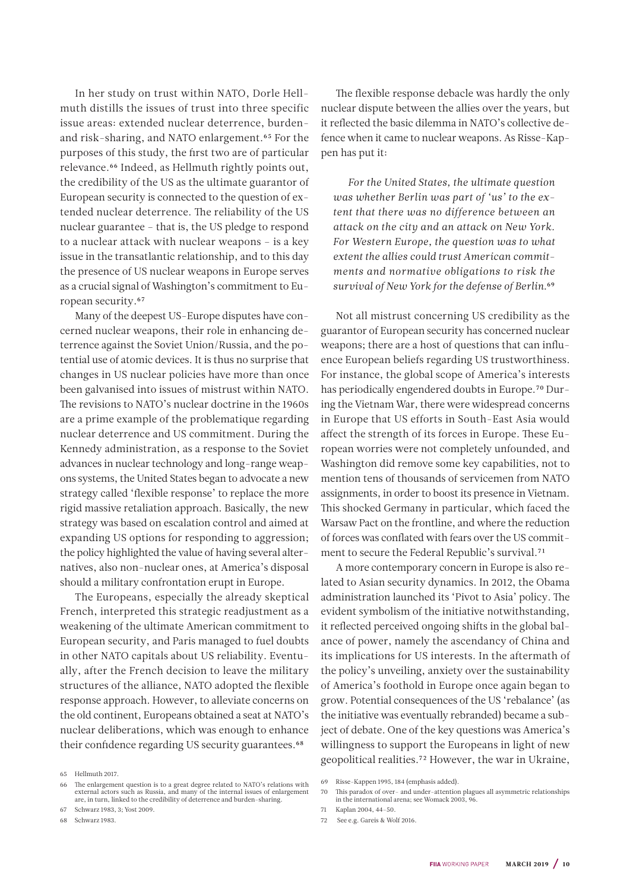In her study on trust within NATO, Dorle Hellmuth distills the issues of trust into three specific issue areas: extended nuclear deterrence, burden- and risk-sharing, and NATO enlargement.[65] For the purposes of this study, the first two are of particular relevance.[66] Indeed, as Hellmuth rightly points out, the credibility of the US as the ultimate guarantor of European security is connected to the question of extended nuclear deterrence. The reliability of the US nuclear guarantee – that is, the US pledge to respond to a nuclear attack with nuclear weapons – is a key issue in the transatlantic relationship, and to this day the presence of US nuclear weapons in Europe serves as a crucial signal of Washington's commitment to European security.[67]

Many of the deepest US-Europe disputes have concerned nuclear weapons, their role in enhancing deterrence against the Soviet Union/Russia, and the potential use of atomic devices. It is thus no surprise that changes in US nuclear policies have more than once been galvanised into issues of mistrust within NATO. The revisions to NATO's nuclear doctrine in the 1960s are a prime example of the problematique regarding nuclear deterrence and US commitment. During the Kennedy administration, as a response to the Soviet advances in nuclear technology and long-range weapons systems, the United States began to advocate a new strategy called 'flexible response' to replace the more rigid massive retaliation approach. Basically, the new strategy was based on escalation control and aimed at expanding US options for responding to aggression; the policy highlighted the value of having several alternatives, also non-nuclear ones, at America's disposal should a military confrontation erupt in Europe.

The Europeans, especially the already skeptical French, interpreted this strategic readjustment as a weakening of the ultimate American commitment to European security, and Paris managed to fuel doubts in other NATO capitals about US reliability. Eventually, after the French decision to leave the military structures of the alliance, NATO adopted the flexible response approach. However, to alleviate concerns on the old continent, Europeans obtained a seat at NATO's nuclear deliberations, which was enough to enhance their confidence regarding US security guarantees.[68]

The flexible response debacle was hardly the only nuclear dispute between the allies over the years, but it reflected the basic dilemma in NATO's collective defence when it came to nuclear weapons. As Risse-Kappen has put it:

> *For the United States, the ultimate question was whether Berlin was part of 'us' to the extent that there was no difference between an attack on the city and an attack on New York. For Western Europe, the question was to what extent the allies could trust American commitments and normative obligations to risk the survival of New York for the defense of Berlin.*[69]

Not all mistrust concerning US credibility as the guarantor of European security has concerned nuclear weapons; there are a host of questions that can influence European beliefs regarding US trustworthiness. For instance, the global scope of America's interests has periodically engendered doubts in Europe.[70] During the Vietnam War, there were widespread concerns in Europe that US efforts in South-East Asia would affect the strength of its forces in Europe. These European worries were not completely unfounded, and Washington did remove some key capabilities, not to mention tens of thousands of servicemen from NATO assignments, in order to boost its presence in Vietnam. This shocked Germany in particular, which faced the Warsaw Pact on the frontline, and where the reduction of forces was conflated with fears over the US commitment to secure the Federal Republic's survival.[71]

A more contemporary concern in Europe is also related to Asian security dynamics. In 2012, the Obama administration launched its 'Pivot to Asia' policy. The evident symbolism of the initiative notwithstanding, it reflected perceived ongoing shifts in the global balance of power, namely the ascendancy of China and its implications for US interests. In the aftermath of the policy's unveiling, anxiety over the sustainability of America's foothold in Europe once again began to grow. Potential consequences of the US 'rebalance' (as the initiative was eventually rebranded) became a subject of debate. One of the key questions was America's willingness to support the Europeans in light of new geopolitical realities.[72] However, the war in Ukraine,

65 Hellmuth 2017.

66 The enlargement question is to a great degree related to NATO's relations with external actors such as Russia, and many of the internal issues of enlargement are, in turn, linked to the credibility of deterrence and burden-sharing.

67 Schwarz 1983, 3; Yost 2009.

68 Schwarz 1983.

69 Risse-Kappen 1995, 184 (emphasis added).

70 This paradox of over- and under-attention plagues all asymmetric relationships in the international arena; see Womack 2003, 96.

71 Kaplan 2004, 44–50.

72 See e.g. Gareis & Wolf 2016.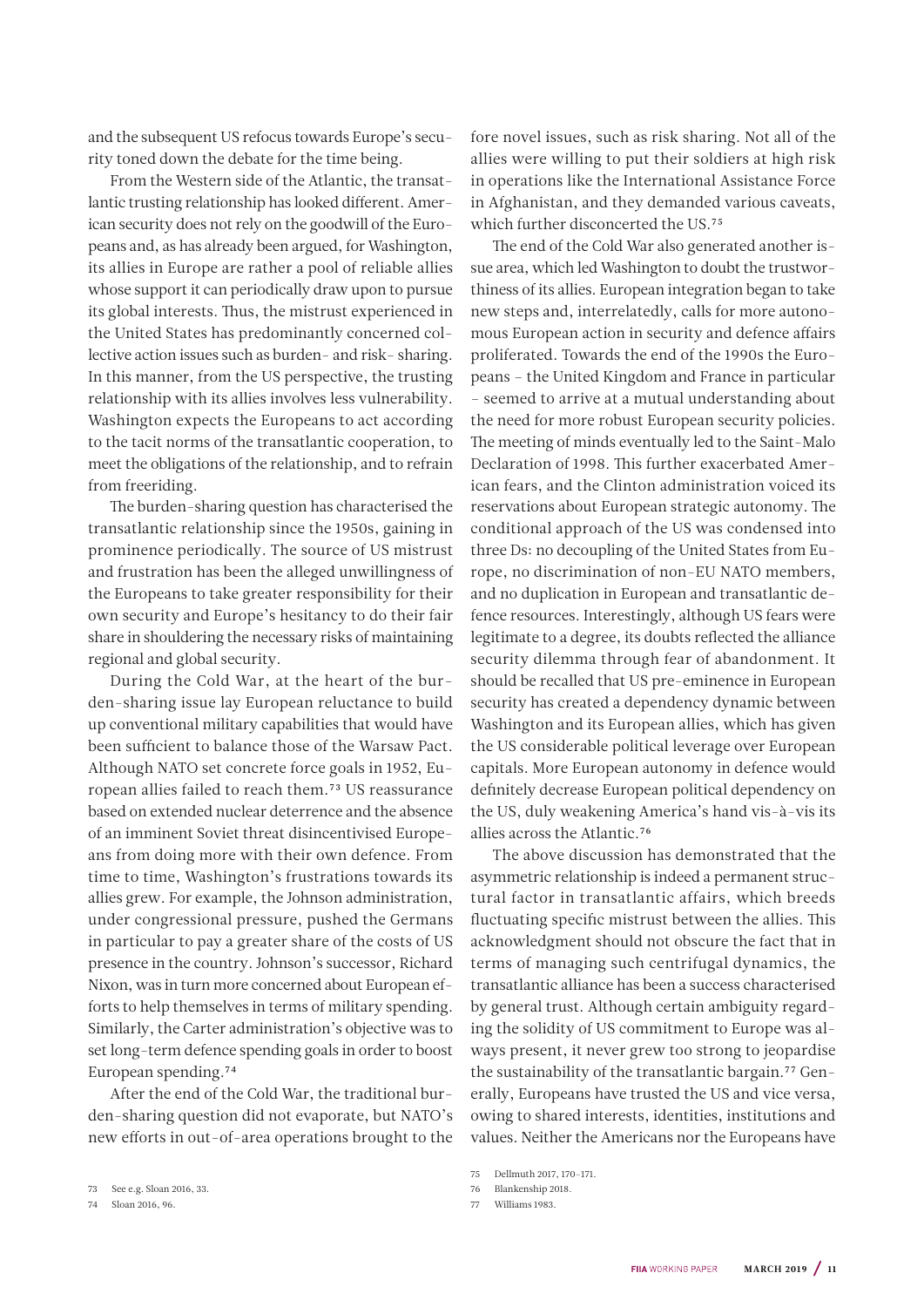and the subsequent US refocus towards Europe's security toned down the debate for the time being.

From the Western side of the Atlantic, the transatlantic trusting relationship has looked different. American security does not rely on the goodwill of the Europeans and, as has already been argued, for Washington, its allies in Europe are rather a pool of reliable allies whose support it can periodically draw upon to pursue its global interests. Thus, the mistrust experienced in the United States has predominantly concerned collective action issues such as burden- and risk- sharing. In this manner, from the US perspective, the trusting relationship with its allies involves less vulnerability. Washington expects the Europeans to act according to the tacit norms of the transatlantic cooperation, to meet the obligations of the relationship, and to refrain from freeriding.

The burden-sharing question has characterised the transatlantic relationship since the 1950s, gaining in prominence periodically. The source of US mistrust and frustration has been the alleged unwillingness of the Europeans to take greater responsibility for their own security and Europe's hesitancy to do their fair share in shouldering the necessary risks of maintaining regional and global security.

During the Cold War, at the heart of the burden-sharing issue lay European reluctance to build up conventional military capabilities that would have been sufficient to balance those of the Warsaw Pact. Although NATO set concrete force goals in 1952, European allies failed to reach them.[73] US reassurance based on extended nuclear deterrence and the absence of an imminent Soviet threat disincentivised Europeans from doing more with their own defence. From time to time, Washington's frustrations towards its allies grew. For example, the Johnson administration, under congressional pressure, pushed the Germans in particular to pay a greater share of the costs of US presence in the country. Johnson's successor, Richard Nixon, was in turn more concerned about European efforts to help themselves in terms of military spending. Similarly, the Carter administration's objective was to set long-term defence spending goals in order to boost European spending.[74]

After the end of the Cold War, the traditional burden-sharing question did not evaporate, but NATO's new efforts in out-of-area operations brought to the fore novel issues, such as risk sharing. Not all of the allies were willing to put their soldiers at high risk in operations like the International Assistance Force in Afghanistan, and they demanded various caveats, which further disconcerted the US.[75]

The end of the Cold War also generated another issue area, which led Washington to doubt the trustworthiness of its allies. European integration began to take new steps and, interrelatedly, calls for more autonomous European action in security and defence affairs proliferated. Towards the end of the 1990s the Europeans – the United Kingdom and France in particular – seemed to arrive at a mutual understanding about the need for more robust European security policies. The meeting of minds eventually led to the Saint-Malo Declaration of 1998. This further exacerbated American fears, and the Clinton administration voiced its reservations about European strategic autonomy. The conditional approach of the US was condensed into three Ds: no decoupling of the United States from Europe, no discrimination of non-EU NATO members, and no duplication in European and transatlantic defence resources. Interestingly, although US fears were legitimate to a degree, its doubts reflected the alliance security dilemma through fear of abandonment. It should be recalled that US pre-eminence in European security has created a dependency dynamic between Washington and its European allies, which has given the US considerable political leverage over European capitals. More European autonomy in defence would definitely decrease European political dependency on the US, duly weakening America's hand vis-à-vis its allies across the Atlantic.[76]

The above discussion has demonstrated that the asymmetric relationship is indeed a permanent structural factor in transatlantic affairs, which breeds fluctuating specific mistrust between the allies. This acknowledgment should not obscure the fact that in terms of managing such centrifugal dynamics, the transatlantic alliance has been a success characterised by general trust. Although certain ambiguity regarding the solidity of US commitment to Europe was always present, it never grew too strong to jeopardise the sustainability of the transatlantic bargain.[77] Generally, Europeans have trusted the US and vice versa, owing to shared interests, identities, institutions and values. Neither the Americans nor the Europeans have

73 See e.g. Sloan 2016, 33.

74 Sloan 2016, 96.

75 Dellmuth 2017, 170–171.

76 Blankenship 2018.

77 Williams 1983.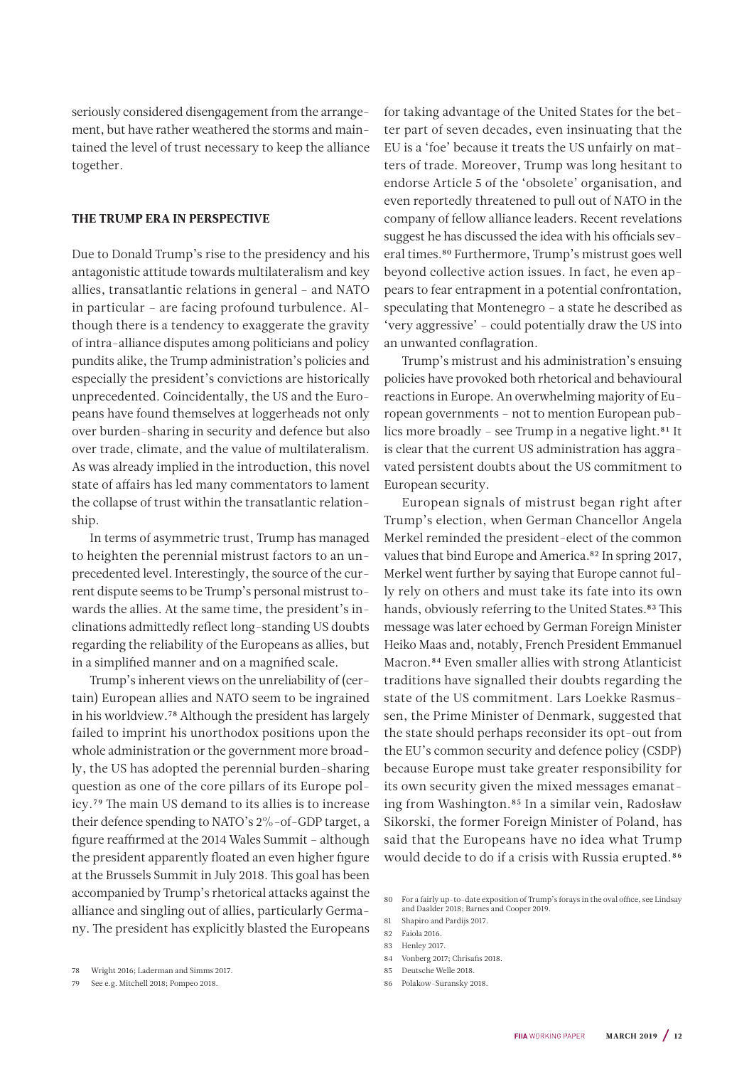seriously considered disengagement from the arrangement, but have rather weathered the storms and maintained the level of trust necessary to keep the alliance together.

## THE TRUMP ERA IN PERSPECTIVE

Due to Donald Trump's rise to the presidency and his antagonistic attitude towards multilateralism and key allies, transatlantic relations in general – and NATO in particular – are facing profound turbulence. Although there is a tendency to exaggerate the gravity of intra-alliance disputes among politicians and policy pundits alike, the Trump administration's policies and especially the president's convictions are historically unprecedented. Coincidentally, the US and the Europeans have found themselves at loggerheads not only over burden-sharing in security and defence but also over trade, climate, and the value of multilateralism. As was already implied in the introduction, this novel state of affairs has led many commentators to lament the collapse of trust within the transatlantic relationship.

In terms of asymmetric trust, Trump has managed to heighten the perennial mistrust factors to an unprecedented level. Interestingly, the source of the current dispute seems to be Trump's personal mistrust towards the allies. At the same time, the president's inclinations admittedly reflect long-standing US doubts regarding the reliability of the Europeans as allies, but in a simplified manner and on a magnified scale.

Trump's inherent views on the unreliability of (certain) European allies and NATO seem to be ingrained in his worldview.[78] Although the president has largely failed to imprint his unorthodox positions upon the whole administration or the government more broadly, the US has adopted the perennial burden-sharing question as one of the core pillars of its Europe policy.[79] The main US demand to its allies is to increase their defence spending to NATO's 2%-of-GDP target, a figure reaffirmed at the 2014 Wales Summit – although the president apparently floated an even higher figure at the Brussels Summit in July 2018. This goal has been accompanied by Trump's rhetorical attacks against the alliance and singling out of allies, particularly Germany. The president has explicitly blasted the Europeans for taking advantage of the United States for the better part of seven decades, even insinuating that the EU is a 'foe' because it treats the US unfairly on matters of trade. Moreover, Trump was long hesitant to endorse Article 5 of the 'obsolete' organisation, and even reportedly threatened to pull out of NATO in the company of fellow alliance leaders. Recent revelations suggest he has discussed the idea with his officials several times.[80] Furthermore, Trump's mistrust goes well beyond collective action issues. In fact, he even appears to fear entrapment in a potential confrontation, speculating that Montenegro – a state he described as 'very aggressive' – could potentially draw the US into an unwanted conflagration.

Trump's mistrust and his administration's ensuing policies have provoked both rhetorical and behavioural reactions in Europe. An overwhelming majority of European governments – not to mention European publics more broadly – see Trump in a negative light.[81] It is clear that the current US administration has aggravated persistent doubts about the US commitment to European security.

European signals of mistrust began right after Trump's election, when German Chancellor Angela Merkel reminded the president-elect of the common values that bind Europe and America.[82] In spring 2017, Merkel went further by saying that Europe cannot fully rely on others and must take its fate into its own hands, obviously referring to the United States.[83] This message was later echoed by German Foreign Minister Heiko Maas and, notably, French President Emmanuel Macron.[84] Even smaller allies with strong Atlanticist traditions have signalled their doubts regarding the state of the US commitment. Lars Loekke Rasmussen, the Prime Minister of Denmark, suggested that the state should perhaps reconsider its opt-out from the EU's common security and defence policy (CSDP) because Europe must take greater responsibility for its own security given the mixed messages emanating from Washington.[85] In a similar vein, Radosław Sikorski, the former Foreign Minister of Poland, has said that the Europeans have no idea what Trump would decide to do if a crisis with Russia erupted.[86]

78 Wright 2016; Laderman and Simms 2017.

79 See e.g. Mitchell 2018; Pompeo 2018.

80 For a fairly up-to-date exposition of Trump's forays in the oval office, see Lindsay and Daalder 2018; Barnes and Cooper 2019.

81 Shapiro and Pardijs 2017.

82 Faiola 2016.

83 Henley 2017.

84 Vonberg 2017; Chrisafis 2018.

85 Deutsche Welle 2018.

86 Polakow-Suransky 2018.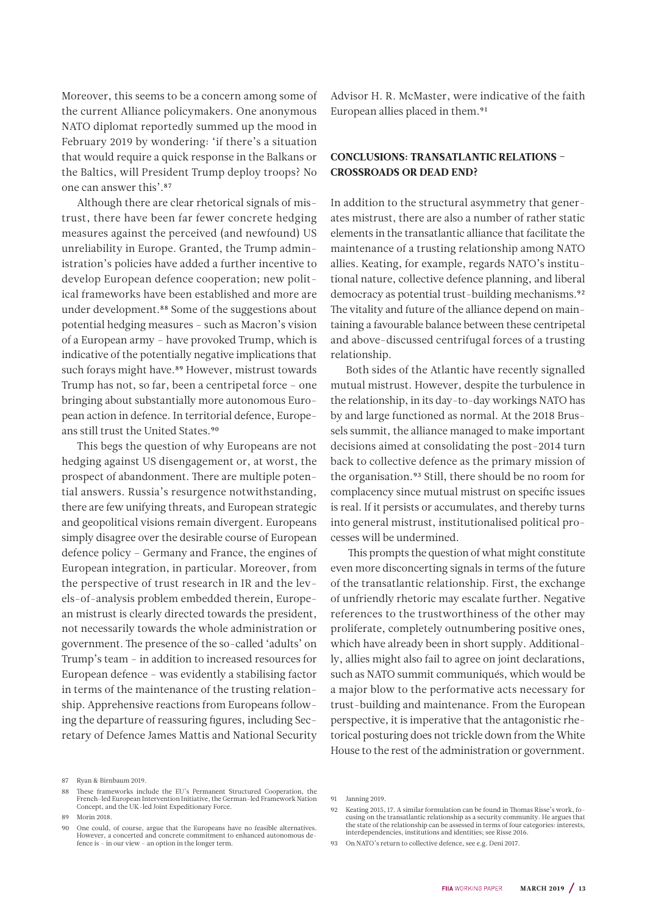Moreover, this seems to be a concern among some of the current Alliance policymakers. One anonymous NATO diplomat reportedly summed up the mood in February 2019 by wondering: 'if there's a situation that would require a quick response in the Balkans or the Baltics, will President Trump deploy troops? No one can answer this'.[87]

Although there are clear rhetorical signals of mistrust, there have been far fewer concrete hedging measures against the perceived (and newfound) US unreliability in Europe. Granted, the Trump administration's policies have added a further incentive to develop European defence cooperation; new political frameworks have been established and more are under development.[88] Some of the suggestions about potential hedging measures – such as Macron's vision of a European army – have provoked Trump, which is indicative of the potentially negative implications that such forays might have.[89] However, mistrust towards Trump has not, so far, been a centripetal force – one bringing about substantially more autonomous European action in defence. In territorial defence, Europeans still trust the United States.[90]

This begs the question of why Europeans are not hedging against US disengagement or, at worst, the prospect of abandonment. There are multiple potential answers. Russia's resurgence notwithstanding, there are few unifying threats, and European strategic and geopolitical visions remain divergent. Europeans simply disagree over the desirable course of European defence policy – Germany and France, the engines of European integration, in particular. Moreover, from the perspective of trust research in IR and the levels-of-analysis problem embedded therein, European mistrust is clearly directed towards the president, not necessarily towards the whole administration or government. The presence of the so-called 'adults' on Trump's team – in addition to increased resources for European defence – was evidently a stabilising factor in terms of the maintenance of the trusting relationship. Apprehensive reactions from Europeans following the departure of reassuring figures, including Secretary of Defence James Mattis and National Security Advisor H. R. McMaster, were indicative of the faith European allies placed in them.[91]

## CONCLUSIONS: TRANSATLANTIC RELATIONS – CROSSROADS OR DEAD END?

In addition to the structural asymmetry that generates mistrust, there are also a number of rather static elements in the transatlantic alliance that facilitate the maintenance of a trusting relationship among NATO allies. Keating, for example, regards NATO's institutional nature, collective defence planning, and liberal democracy as potential trust-building mechanisms.[92] The vitality and future of the alliance depend on maintaining a favourable balance between these centripetal and above-discussed centrifugal forces of a trusting relationship.

Both sides of the Atlantic have recently signalled mutual mistrust. However, despite the turbulence in the relationship, in its day-to-day workings NATO has by and large functioned as normal. At the 2018 Brussels summit, the alliance managed to make important decisions aimed at consolidating the post-2014 turn back to collective defence as the primary mission of the organisation.[93] Still, there should be no room for complacency since mutual mistrust on specific issues is real. If it persists or accumulates, and thereby turns into general mistrust, institutionalised political processes will be undermined.

This prompts the question of what might constitute even more disconcerting signals in terms of the future of the transatlantic relationship. First, the exchange of unfriendly rhetoric may escalate further. Negative references to the trustworthiness of the other may proliferate, completely outnumbering positive ones, which have already been in short supply. Additionally, allies might also fail to agree on joint declarations, such as NATO summit communiqués, which would be a major blow to the performative acts necessary for trust-building and maintenance. From the European perspective, it is imperative that the antagonistic rhetorical posturing does not trickle down from the White House to the rest of the administration or government.

---

87 Ryan & Birnbaum 2019.

88 These frameworks include the EU's Permanent Structured Cooperation, the French-led European Intervention Initiative, the German-led Framework Nation Concept, and the UK-led Joint Expeditionary Force.

89 Morin 2018.

90 One could, of course, argue that the Europeans have no feasible alternatives. However, a concerted and concrete commitment to enhanced autonomous defence is – in our view – an option in the longer term.

91 Janning 2019.

92 Keating 2015, 17. A similar formulation can be found in Thomas Risse's work, focusing on the transatlantic relationship as a security community. He argues that the state of the relationship can be assessed in terms of four categories: interests, interdependencies, institutions and identities; see Risse 2016.

93 On NATO's return to collective defence, see e.g. Deni 2017.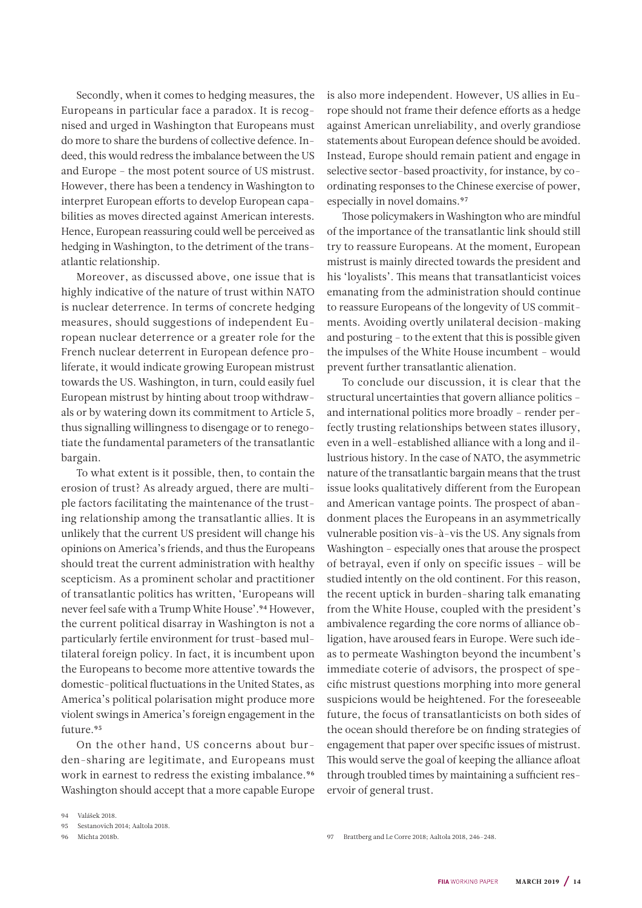Secondly, when it comes to hedging measures, the Europeans in particular face a paradox. It is recognised and urged in Washington that Europeans must do more to share the burdens of collective defence. Indeed, this would redress the imbalance between the US and Europe – the most potent source of US mistrust. However, there has been a tendency in Washington to interpret European efforts to develop European capabilities as moves directed against American interests. Hence, European reassuring could well be perceived as hedging in Washington, to the detriment of the transatlantic relationship.

Moreover, as discussed above, one issue that is highly indicative of the nature of trust within NATO is nuclear deterrence. In terms of concrete hedging measures, should suggestions of independent European nuclear deterrence or a greater role for the French nuclear deterrent in European defence proliferate, it would indicate growing European mistrust towards the US. Washington, in turn, could easily fuel European mistrust by hinting about troop withdrawals or by watering down its commitment to Article 5, thus signalling willingness to disengage or to renegotiate the fundamental parameters of the transatlantic bargain.

To what extent is it possible, then, to contain the erosion of trust? As already argued, there are multiple factors facilitating the maintenance of the trusting relationship among the transatlantic allies. It is unlikely that the current US president will change his opinions on America's friends, and thus the Europeans should treat the current administration with healthy scepticism. As a prominent scholar and practitioner of transatlantic politics has written, 'Europeans will never feel safe with a Trump White House'.[94] However, the current political disarray in Washington is not a particularly fertile environment for trust-based multilateral foreign policy. In fact, it is incumbent upon the Europeans to become more attentive towards the domestic-political fluctuations in the United States, as America's political polarisation might produce more violent swings in America's foreign engagement in the future.[95]

On the other hand, US concerns about burden-sharing are legitimate, and Europeans must work in earnest to redress the existing imbalance.[96] Washington should accept that a more capable Europe is also more independent. However, US allies in Europe should not frame their defence efforts as a hedge against American unreliability, and overly grandiose statements about European defence should be avoided. Instead, Europe should remain patient and engage in selective sector-based proactivity, for instance, by coordinating responses to the Chinese exercise of power, especially in novel domains.[97]

Those policymakers in Washington who are mindful of the importance of the transatlantic link should still try to reassure Europeans. At the moment, European mistrust is mainly directed towards the president and his 'loyalists'. This means that transatlanticist voices emanating from the administration should continue to reassure Europeans of the longevity of US commitments. Avoiding overtly unilateral decision-making and posturing – to the extent that this is possible given the impulses of the White House incumbent – would prevent further transatlantic alienation.

To conclude our discussion, it is clear that the structural uncertainties that govern alliance politics – and international politics more broadly – render perfectly trusting relationships between states illusory, even in a well-established alliance with a long and illustrious history. In the case of NATO, the asymmetric nature of the transatlantic bargain means that the trust issue looks qualitatively different from the European and American vantage points. The prospect of abandonment places the Europeans in an asymmetrically vulnerable position vis-à-vis the US. Any signals from Washington – especially ones that arouse the prospect of betrayal, even if only on specific issues – will be studied intently on the old continent. For this reason, the recent uptick in burden-sharing talk emanating from the White House, coupled with the president's ambivalence regarding the core norms of alliance obligation, have aroused fears in Europe. Were such ideas to permeate Washington beyond the incumbent's immediate coterie of advisors, the prospect of specific mistrust questions morphing into more general suspicions would be heightened. For the foreseeable future, the focus of transatlanticists on both sides of the ocean should therefore be on finding strategies of engagement that paper over specific issues of mistrust. This would serve the goal of keeping the alliance afloat through troubled times by maintaining a sufficient reservoir of general trust.

94 Valášek 2018.

95 Sestanovich 2014; Aaltola 2018.

96 Michta 2018b.

97 Brattberg and Le Corre 2018; Aaltola 2018, 246–248.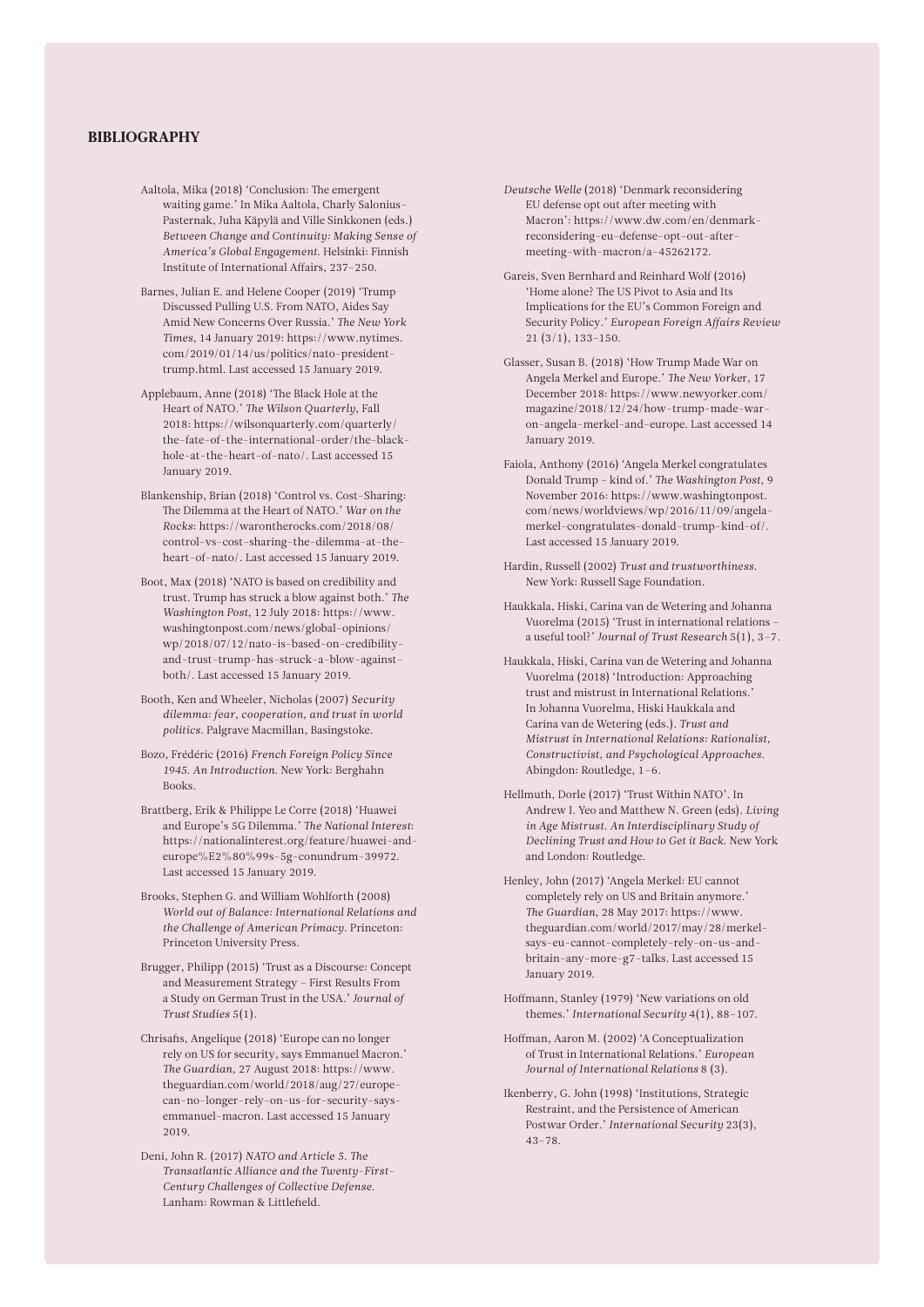## BIBLIOGRAPHY

Aaltola, Mika (2018) 'Conclusion: The emergent waiting game.' In Mika Aaltola, Charly Salonius-Pasternak, Juha Käpylä and Ville Sinkkonen (eds.) *Between Change and Continuity: Making Sense of America's Global Engagement*. Helsinki: Finnish Institute of International Affairs, 237–250.

Barnes, Julian E. and Helene Cooper (2019) 'Trump Discussed Pulling U.S. From NATO, Aides Say Amid New Concerns Over Russia.' *The New York Times*, 14 January 2019: https://www.nytimes.com/2019/01/14/us/politics/nato-president-trump.html. Last accessed 15 January 2019.

Applebaum, Anne (2018) 'The Black Hole at the Heart of NATO.' *The Wilson Quarterly*, Fall 2018: https://wilsonquarterly.com/quarterly/the-fate-of-the-international-order/the-black-hole-at-the-heart-of-nato/. Last accessed 15 January 2019.

Blankenship, Brian (2018) 'Control vs. Cost-Sharing: The Dilemma at the Heart of NATO.' *War on the Rocks*: https://warontherocks.com/2018/08/control-vs-cost-sharing-the-dilemma-at-the-heart-of-nato/. Last accessed 15 January 2019.

Boot, Max (2018) 'NATO is based on credibility and trust. Trump has struck a blow against both.' *The Washington Post*, 12 July 2018: https://www.washingtonpost.com/news/global-opinions/wp/2018/07/12/nato-is-based-on-credibility-and-trust-trump-has-struck-a-blow-against-both/. Last accessed 15 January 2019.

Booth, Ken and Wheeler, Nicholas (2007) *Security dilemma: fear, cooperation, and trust in world politics*. Palgrave Macmillan, Basingstoke.

Bozo, Frédéric (2016) *French Foreign Policy Since 1945. An Introduction*. New York: Berghahn Books.

Brattberg, Erik & Philippe Le Corre (2018) 'Huawei and Europe's 5G Dilemma.' *The National Interest*: https://nationalinterest.org/feature/huawei-and-europe%E2%80%99s-5g-conundrum-39972. Last accessed 15 January 2019.

Brooks, Stephen G. and William Wohlforth (2008) *World out of Balance: International Relations and the Challenge of American Primacy*. Princeton: Princeton University Press.

Brugger, Philipp (2015) 'Trust as a Discourse: Concept and Measurement Strategy – First Results From a Study on German Trust in the USA.' *Journal of Trust Studies* 5(1).

Chrisafis, Angelique (2018) 'Europe can no longer rely on US for security, says Emmanuel Macron.' *The Guardian*, 27 August 2018: https://www.theguardian.com/world/2018/aug/27/europe-can-no-longer-rely-on-us-for-security-says-emmanuel-macron. Last accessed 15 January 2019.

Deni, John R. (2017) *NATO and Article 5. The Transatlantic Alliance and the Twenty-First-Century Challenges of Collective Defense*. Lanham: Rowman & Littlefield.

*Deutsche Welle* (2018) 'Denmark reconsidering EU defense opt out after meeting with Macron': https://www.dw.com/en/denmark-reconsidering-eu-defense-opt-out-after-meeting-with-macron/a-45262172.

Gareis, Sven Bernhard and Reinhard Wolf (2016) 'Home alone? The US Pivot to Asia and Its Implications for the EU's Common Foreign and Security Policy.' *European Foreign Affairs Review* 21 (3/1), 133–150.

Glasser, Susan B. (2018) 'How Trump Made War on Angela Merkel and Europe.' *The New Yorke*r, 17 December 2018: https://www.newyorker.com/magazine/2018/12/24/how-trump-made-war-on-angela-merkel-and-europe. Last accessed 14 January 2019.

Faiola, Anthony (2016) 'Angela Merkel congratulates Donald Trump – kind of.' *The Washington Post*, 9 November 2016: https://www.washingtonpost.com/news/worldviews/wp/2016/11/09/angela-merkel-congratulates-donald-trump-kind-of/. Last accessed 15 January 2019.

Hardin, Russell (2002) *Trust and trustworthiness*. New York: Russell Sage Foundation.

Haukkala, Hiski, Carina van de Wetering and Johanna Vuorelma (2015) 'Trust in international relations – a useful tool?' *Journal of Trust Research* 5(1), 3–7.

Haukkala, Hiski, Carina van de Wetering and Johanna Vuorelma (2018) 'Introduction: Approaching trust and mistrust in International Relations.' In Johanna Vuorelma, Hiski Haukkala and Carina van de Wetering (eds.). *Trust and Mistrust in International Relations: Rationalist, Constructivist, and Psychological Approaches*. Abingdon: Routledge, 1–6.

Hellmuth, Dorle (2017) 'Trust Within NATO'. In Andrew I. Yeo and Matthew N. Green (eds). *Living in Age Mistrust. An Interdisciplinary Study of Declining Trust and How to Get it Back*. New York and London: Routledge.

Henley, John (2017) 'Angela Merkel: EU cannot completely rely on US and Britain anymore.' *The Guardian*, 28 May 2017: https://www.theguardian.com/world/2017/may/28/merkel-says-eu-cannot-completely-rely-on-us-and-britain-any-more-g7-talks. Last accessed 15 January 2019.

Hoffmann, Stanley (1979) 'New variations on old themes.' *International Security* 4(1), 88–107.

Hoffman, Aaron M. (2002) 'A Conceptualization of Trust in International Relations.' *European Journal of International Relations* 8 (3).

Ikenberry, G. John (1998) 'Institutions, Strategic Restraint, and the Persistence of American Postwar Order.' *International Security* 23(3), 43–78.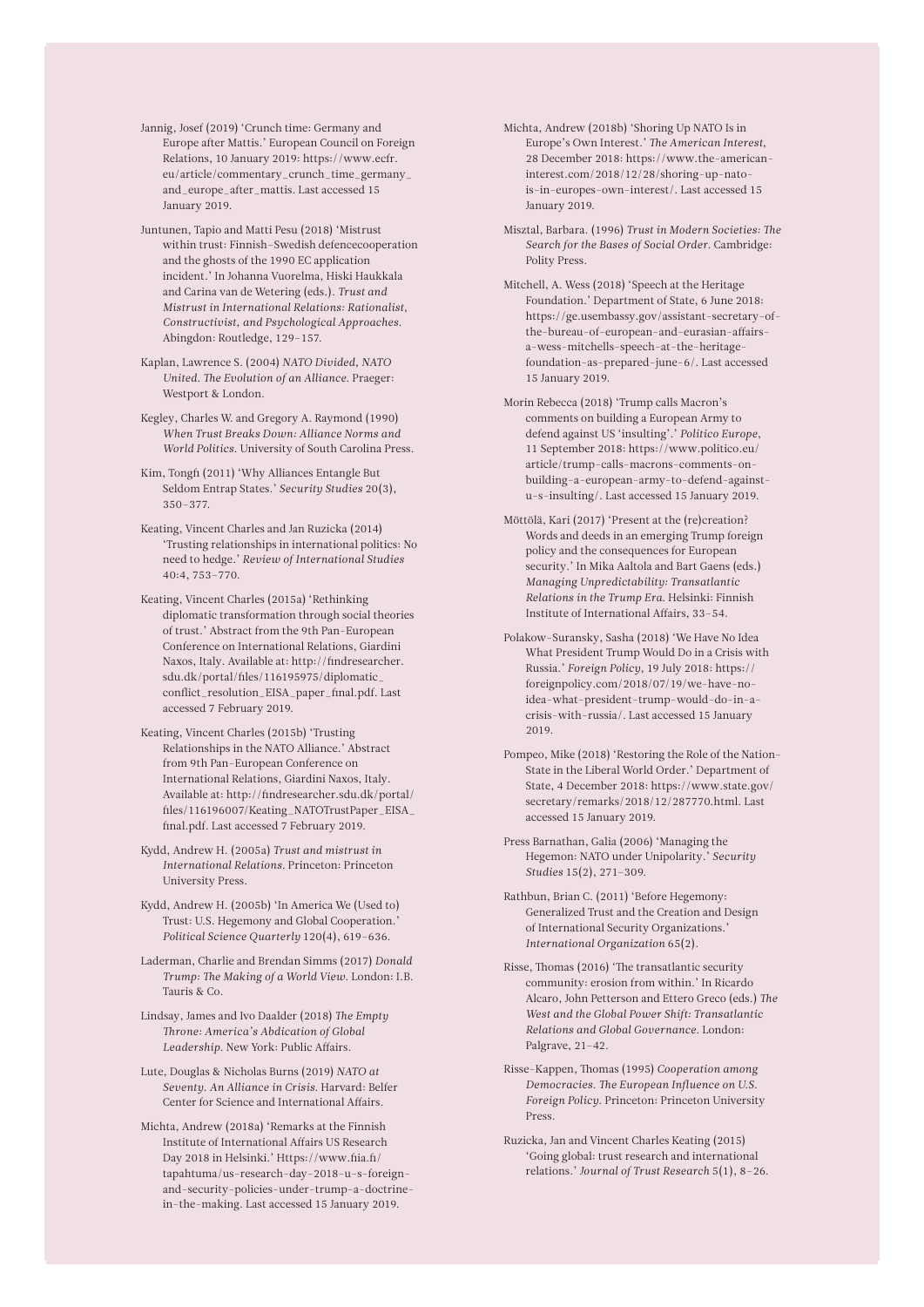Jannig, Josef (2019) 'Crunch time: Germany and Europe after Mattis.' European Council on Foreign Relations, 10 January 2019: https://www.ecfr.eu/article/commentary_crunch_time_germany_and_europe_after_mattis. Last accessed 15 January 2019.

Juntunen, Tapio and Matti Pesu (2018) 'Mistrust within trust: Finnish-Swedish defencecooperation and the ghosts of the 1990 EC application incident.' In Johanna Vuorelma, Hiski Haukkala and Carina van de Wetering (eds.). *Trust and Mistrust in International Relations: Rationalist, Constructivist, and Psychological Approaches.* Abingdon: Routledge, 129–157.

Kaplan, Lawrence S. (2004) *NATO Divided, NATO United. The Evolution of an Alliance.* Praeger: Westport & London.

Kegley, Charles W. and Gregory A. Raymond (1990) *When Trust Breaks Down: Alliance Norms and World Politics.* University of South Carolina Press.

Kim, Tongfi (2011) 'Why Alliances Entangle But Seldom Entrap States.' *Security Studies* 20(3), 350–377.

Keating, Vincent Charles and Jan Ruzicka (2014) 'Trusting relationships in international politics: No need to hedge.' *Review of International Studies* 40:4, 753–770.

Keating, Vincent Charles (2015a) 'Rethinking diplomatic transformation through social theories of trust.' Abstract from the 9th Pan-European Conference on International Relations, Giardini Naxos, Italy. Available at: http://findresearcher.sdu.dk/portal/files/116195975/diplomatic_conflict_resolution_EISA_paper_final.pdf. Last accessed 7 February 2019.

Keating, Vincent Charles (2015b) 'Trusting Relationships in the NATO Alliance.' Abstract from 9th Pan-European Conference on International Relations, Giardini Naxos, Italy. Available at: http://findresearcher.sdu.dk/portal/files/116196007/Keating_NATOTrustPaper_EISA_final.pdf. Last accessed 7 February 2019.

Kydd, Andrew H. (2005a) *Trust and mistrust in International Relations.* Princeton: Princeton University Press.

Kydd, Andrew H. (2005b) 'In America We (Used to) Trust: U.S. Hegemony and Global Cooperation.' *Political Science Quarterly* 120(4), 619–636.

Laderman, Charlie and Brendan Simms (2017) *Donald Trump: The Making of a World View.* London: I.B. Tauris & Co.

Lindsay, James and Ivo Daalder (2018) *The Empty Throne: America's Abdication of Global Leadership.* New York: Public Affairs.

Lute, Douglas & Nicholas Burns (2019) *NATO at Seventy. An Alliance in Crisis.* Harvard: Belfer Center for Science and International Affairs.

Michta, Andrew (2018a) 'Remarks at the Finnish Institute of International Affairs US Research Day 2018 in Helsinki.' Https://www.fiia.fi/tapahtuma/us-research-day-2018-u-s-foreign-and-security-policies-under-trump-a-doctrine-in-the-making. Last accessed 15 January 2019.

Michta, Andrew (2018b) 'Shoring Up NATO Is in Europe's Own Interest.' *The American Interest*, 28 December 2018: https://www.the-american-interest.com/2018/12/28/shoring-up-nato-is-in-europes-own-interest/. Last accessed 15 January 2019.

Misztal, Barbara. (1996) *Trust in Modern Societies: The Search for the Bases of Social Order.* Cambridge: Polity Press.

Mitchell, A. Wess (2018) 'Speech at the Heritage Foundation.' Department of State, 6 June 2018: https://ge.usembassy.gov/assistant-secretary-of-the-bureau-of-european-and-eurasian-affairs-a-wess-mitchells-speech-at-the-heritage-foundation-as-prepared-june-6/. Last accessed 15 January 2019.

Morin Rebecca (2018) 'Trump calls Macron's comments on building a European Army to defend against US 'insulting'.' *Politico Europe*, 11 September 2018: https://www.politico.eu/article/trump-calls-macrons-comments-on-building-a-european-army-to-defend-against-u-s-insulting/. Last accessed 15 January 2019.

Möttölä, Kari (2017) 'Present at the (re)creation? Words and deeds in an emerging Trump foreign policy and the consequences for European security.' In Mika Aaltola and Bart Gaens (eds.) *Managing Unpredictability: Transatlantic Relations in the Trump Era.* Helsinki: Finnish Institute of International Affairs, 33–54.

Polakow-Suransky, Sasha (2018) 'We Have No Idea What President Trump Would Do in a Crisis with Russia.' *Foreign Policy*, 19 July 2018: https://foreignpolicy.com/2018/07/19/we-have-no-idea-what-president-trump-would-do-in-a-crisis-with-russia/. Last accessed 15 January 2019.

Pompeo, Mike (2018) 'Restoring the Role of the Nation-State in the Liberal World Order.' Department of State, 4 December 2018: https://www.state.gov/secretary/remarks/2018/12/287770.html. Last accessed 15 January 2019.

Press Barnathan, Galia (2006) 'Managing the Hegemon: NATO under Unipolarity.' *Security Studies* 15(2), 271–309.

Rathbun, Brian C. (2011) 'Before Hegemony: Generalized Trust and the Creation and Design of International Security Organizations.' *International Organization* 65(2).

Risse, Thomas (2016) 'The transatlantic security community: erosion from within.' In Ricardo Alcaro, John Petterson and Ettero Greco (eds.) *The West and the Global Power Shift: Transatlantic Relations and Global Governance.* London: Palgrave, 21–42.

Risse-Kappen, Thomas (1995) *Cooperation among Democracies. The European Influence on U.S. Foreign Policy.* Princeton: Princeton University Press.

Ruzicka, Jan and Vincent Charles Keating (2015) 'Going global: trust research and international relations.' *Journal of Trust Research* 5(1), 8–26.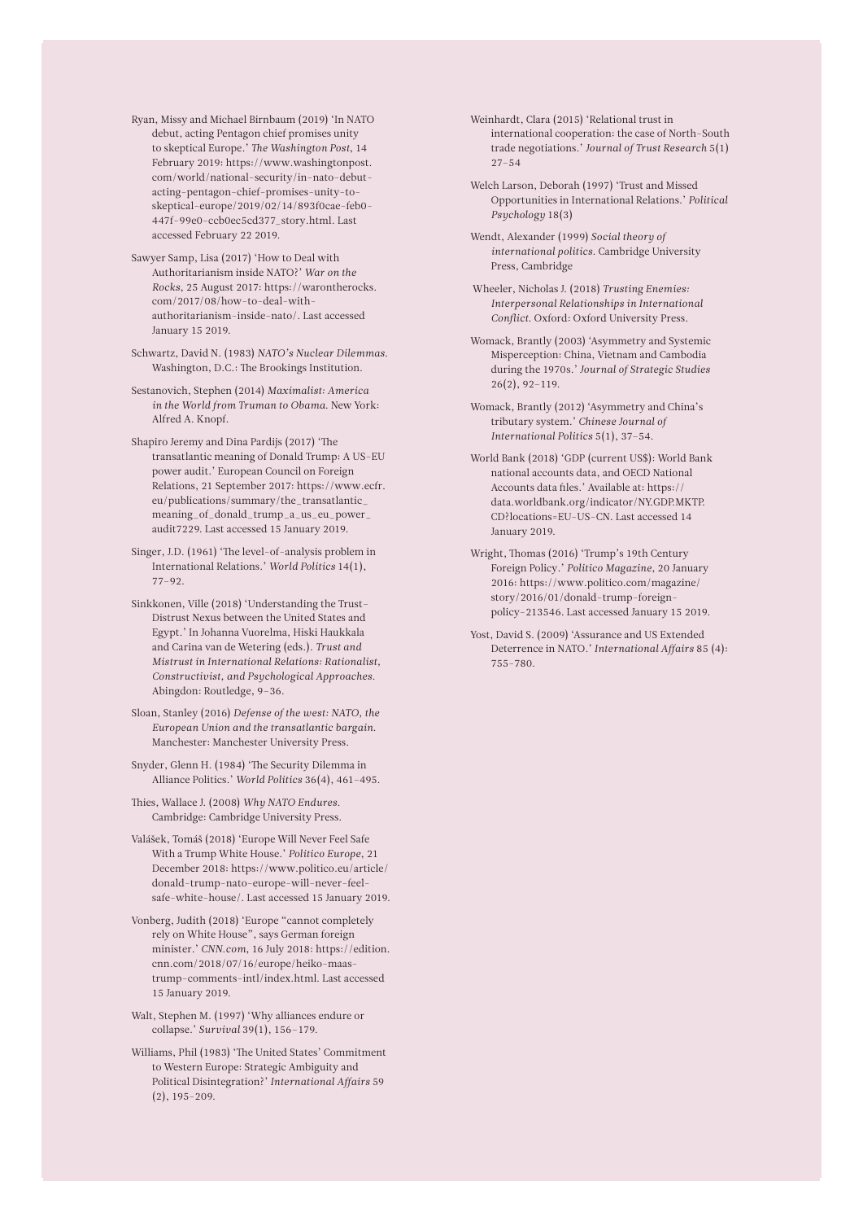Ryan, Missy and Michael Birnbaum (2019) 'In NATO debut, acting Pentagon chief promises unity to skeptical Europe.' *The Washington Post*, 14 February 2019: https://www.washingtonpost.com/world/national-security/in-nato-debut-acting-pentagon-chief-promises-unity-to-skeptical-europe/2019/02/14/893f0cae-feb0-447f-99e0-ccb0ec5cd377_story.html. Last accessed February 22 2019.

Sawyer Samp, Lisa (2017) 'How to Deal with Authoritarianism inside NATO?' *War on the Rocks*, 25 August 2017: https://warontherocks.com/2017/08/how-to-deal-with-authoritarianism-inside-nato/. Last accessed January 15 2019.

Schwartz, David N. (1983) *NATO's Nuclear Dilemmas*. Washington, D.C.: The Brookings Institution.

Sestanovich, Stephen (2014) *Maximalist: America in the World from Truman to Obama*. New York: Alfred A. Knopf.

Shapiro Jeremy and Dina Pardijs (2017) 'The transatlantic meaning of Donald Trump: A US-EU power audit.' European Council on Foreign Relations, 21 September 2017: https://www.ecfr.eu/publications/summary/the_transatlantic_meaning_of_donald_trump_a_us_eu_power_audit7229. Last accessed 15 January 2019.

Singer, J.D. (1961) 'The level-of-analysis problem in International Relations.' *World Politics* 14(1), 77–92.

Sinkkonen, Ville (2018) 'Understanding the Trust-Distrust Nexus between the United States and Egypt.' In Johanna Vuorelma, Hiski Haukkala and Carina van de Wetering (eds.). *Trust and Mistrust in International Relations: Rationalist, Constructivist, and Psychological Approaches*. Abingdon: Routledge, 9–36.

Sloan, Stanley (2016) *Defense of the west: NATO, the European Union and the transatlantic bargain*. Manchester: Manchester University Press.

Snyder, Glenn H. (1984) 'The Security Dilemma in Alliance Politics.' *World Politics* 36(4), 461–495.

Thies, Wallace J. (2008) *Why NATO Endures*. Cambridge: Cambridge University Press.

Valášek, Tomáš (2018) 'Europe Will Never Feel Safe With a Trump White House.' *Politico Europe*, 21 December 2018: https://www.politico.eu/article/donald-trump-nato-europe-will-never-feel-safe-white-house/. Last accessed 15 January 2019.

Vonberg, Judith (2018) 'Europe "cannot completely rely on White House", says German foreign minister.' *CNN.com*, 16 July 2018: https://edition.cnn.com/2018/07/16/europe/heiko-maas-trump-comments-intl/index.html. Last accessed 15 January 2019.

Walt, Stephen M. (1997) 'Why alliances endure or collapse.' *Survival* 39(1), 156–179.

Williams, Phil (1983) 'The United States' Commitment to Western Europe: Strategic Ambiguity and Political Disintegration?' *International Affairs* 59 (2), 195–209.

Weinhardt, Clara (2015) 'Relational trust in international cooperation: the case of North-South trade negotiations.' *Journal of Trust Research* 5(1) 27–54

Welch Larson, Deborah (1997) 'Trust and Missed Opportunities in International Relations.' *Political Psychology* 18(3)

Wendt, Alexander (1999) *Social theory of international politics*. Cambridge University Press, Cambridge

Wheeler, Nicholas J. (2018) *Trusting Enemies: Interpersonal Relationships in International Conflict*. Oxford: Oxford University Press.

Womack, Brantly (2003) 'Asymmetry and Systemic Misperception: China, Vietnam and Cambodia during the 1970s.' *Journal of Strategic Studies* 26(2), 92–119.

Womack, Brantly (2012) 'Asymmetry and China's tributary system.' *Chinese Journal of International Politics* 5(1), 37–54.

World Bank (2018) 'GDP (current US$): World Bank national accounts data, and OECD National Accounts data files.' Available at: https://data.worldbank.org/indicator/NY.GDP.MKTP.CD?locations=EU-US-CN. Last accessed 14 January 2019.

Wright, Thomas (2016) 'Trump's 19th Century Foreign Policy.' *Politico Magazine*, 20 January 2016: https://www.politico.com/magazine/story/2016/01/donald-trump-foreign-policy-213546. Last accessed January 15 2019.

Yost, David S. (2009) 'Assurance and US Extended Deterrence in NATO.' *International Affairs* 85 (4): 755–780.